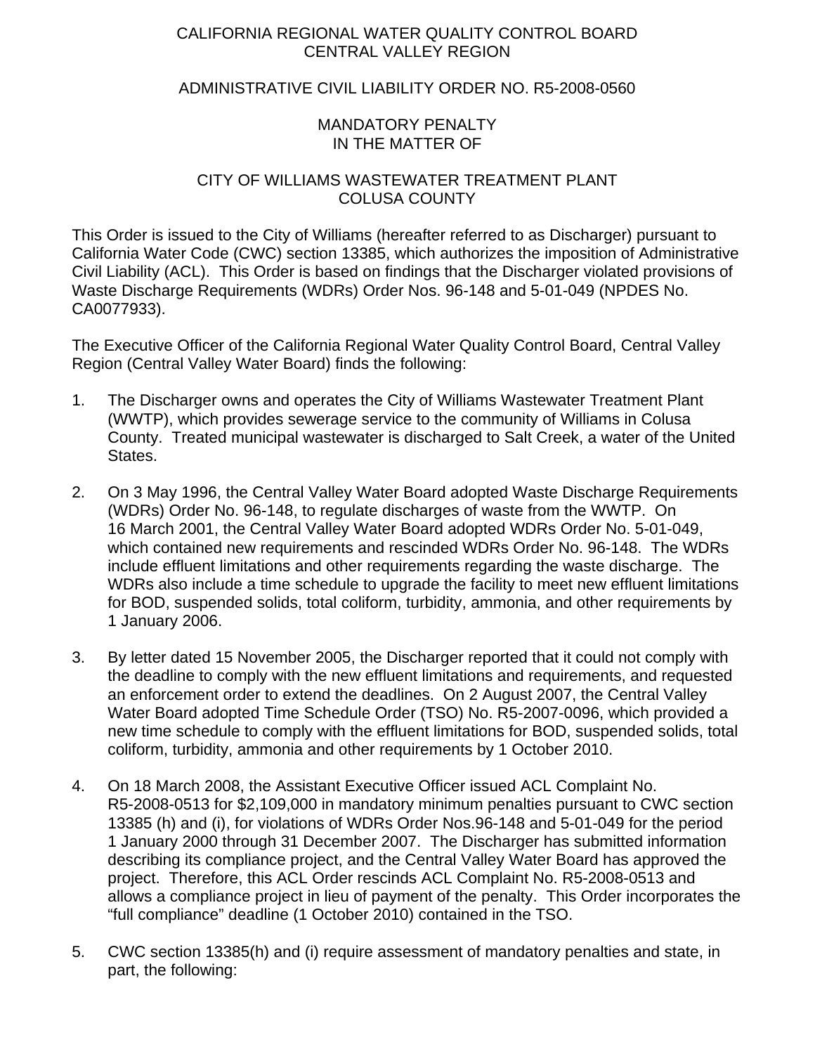CALIFORNIA REGIONAL WATER QUALITY CONTROL BOARD
CENTRAL VALLEY REGION

ADMINISTRATIVE CIVIL LIABILITY ORDER NO. R5-2008-0560

MANDATORY PENALTY
IN THE MATTER OF

CITY OF WILLIAMS WASTEWATER TREATMENT PLANT
COLUSA COUNTY

This Order is issued to the City of Williams (hereafter referred to as Discharger) pursuant to California Water Code (CWC) section 13385, which authorizes the imposition of Administrative Civil Liability (ACL). This Order is based on findings that the Discharger violated provisions of Waste Discharge Requirements (WDRs) Order Nos. 96-148 and 5-01-049 (NPDES No. CA0077933).

The Executive Officer of the California Regional Water Quality Control Board, Central Valley Region (Central Valley Water Board) finds the following:

1. The Discharger owns and operates the City of Williams Wastewater Treatment Plant (WWTP), which provides sewerage service to the community of Williams in Colusa County. Treated municipal wastewater is discharged to Salt Creek, a water of the United States.

2. On 3 May 1996, the Central Valley Water Board adopted Waste Discharge Requirements (WDRs) Order No. 96-148, to regulate discharges of waste from the WWTP. On 16 March 2001, the Central Valley Water Board adopted WDRs Order No. 5-01-049, which contained new requirements and rescinded WDRs Order No. 96-148. The WDRs include effluent limitations and other requirements regarding the waste discharge. The WDRs also include a time schedule to upgrade the facility to meet new effluent limitations for BOD, suspended solids, total coliform, turbidity, ammonia, and other requirements by 1 January 2006.

3. By letter dated 15 November 2005, the Discharger reported that it could not comply with the deadline to comply with the new effluent limitations and requirements, and requested an enforcement order to extend the deadlines. On 2 August 2007, the Central Valley Water Board adopted Time Schedule Order (TSO) No. R5-2007-0096, which provided a new time schedule to comply with the effluent limitations for BOD, suspended solids, total coliform, turbidity, ammonia and other requirements by 1 October 2010.

4. On 18 March 2008, the Assistant Executive Officer issued ACL Complaint No. R5-2008-0513 for $2,109,000 in mandatory minimum penalties pursuant to CWC section 13385 (h) and (i), for violations of WDRs Order Nos.96-148 and 5-01-049 for the period 1 January 2000 through 31 December 2007. The Discharger has submitted information describing its compliance project, and the Central Valley Water Board has approved the project. Therefore, this ACL Order rescinds ACL Complaint No. R5-2008-0513 and allows a compliance project in lieu of payment of the penalty. This Order incorporates the "full compliance" deadline (1 October 2010) contained in the TSO.

5. CWC section 13385(h) and (i) require assessment of mandatory penalties and state, in part, the following: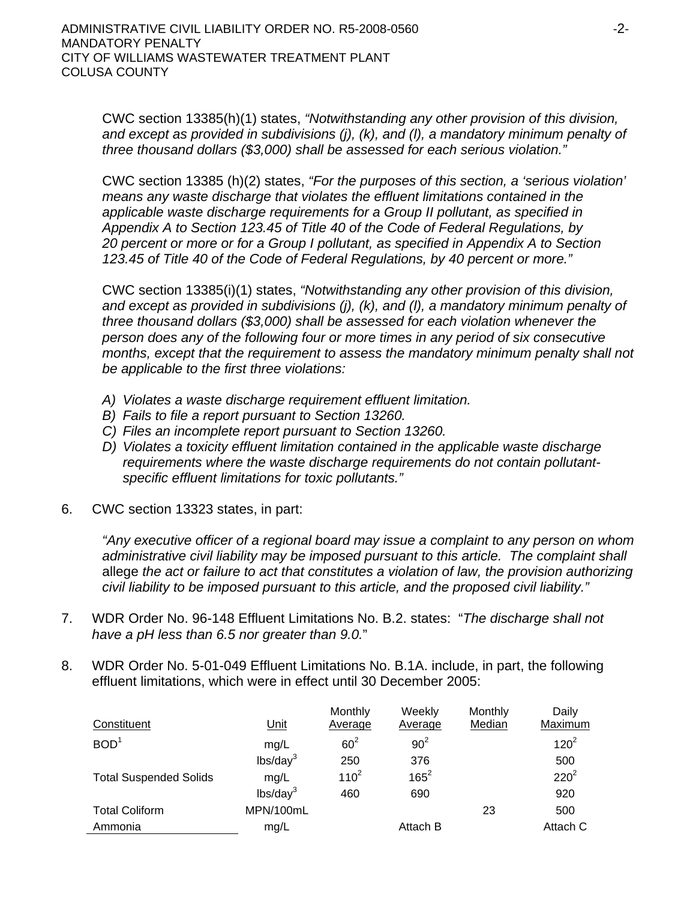CWC section 13385(h)(1) states, *"Notwithstanding any other provision of this division, and except as provided in subdivisions (j), (k), and (l), a mandatory minimum penalty of three thousand dollars ($3,000) shall be assessed for each serious violation."*

CWC section 13385 (h)(2) states, *"For the purposes of this section, a 'serious violation' means any waste discharge that violates the effluent limitations contained in the applicable waste discharge requirements for a Group II pollutant, as specified in Appendix A to Section 123.45 of Title 40 of the Code of Federal Regulations, by 20 percent or more or for a Group I pollutant, as specified in Appendix A to Section 123.45 of Title 40 of the Code of Federal Regulations, by 40 percent or more."*

CWC section 13385(i)(1) states, *"Notwithstanding any other provision of this division, and except as provided in subdivisions (j), (k), and (l), a mandatory minimum penalty of three thousand dollars ($3,000) shall be assessed for each violation whenever the person does any of the following four or more times in any period of six consecutive months, except that the requirement to assess the mandatory minimum penalty shall not be applicable to the first three violations:*

*A) Violates a waste discharge requirement effluent limitation.*
*B) Fails to file a report pursuant to Section 13260.*
*C) Files an incomplete report pursuant to Section 13260.*
*D) Violates a toxicity effluent limitation contained in the applicable waste discharge requirements where the waste discharge requirements do not contain pollutant-specific effluent limitations for toxic pollutants."*

6. CWC section 13323 states, in part:

   *"Any executive officer of a regional board may issue a complaint to any person on whom administrative civil liability may be imposed pursuant to this article. The complaint shall* allege *the act or failure to act that constitutes a violation of law, the provision authorizing civil liability to be imposed pursuant to this article, and the proposed civil liability."*

7. WDR Order No. 96-148 Effluent Limitations No. B.2. states: "*The discharge shall not have a pH less than 6.5 nor greater than 9.0.*"

8. WDR Order No. 5-01-049 Effluent Limitations No. B.1A. include, in part, the following effluent limitations, which were in effect until 30 December 2005:

| Constituent | Unit | Monthly Average | Weekly Average | Monthly Median | Daily Maximum |
|---|---|---|---|---|---|
| BOD[1] | mg/L | 60[2] | 90[2] | | 120[2] |
| | lbs/day[3] | 250 | 376 | | 500 |
| Total Suspended Solids | mg/L | 110[2] | 165[2] | | 220[2] |
| | lbs/day[3] | 460 | 690 | | 920 |
| Total Coliform | MPN/100mL | | | 23 | 500 |
| Ammonia | mg/L | | Attach B | | Attach C |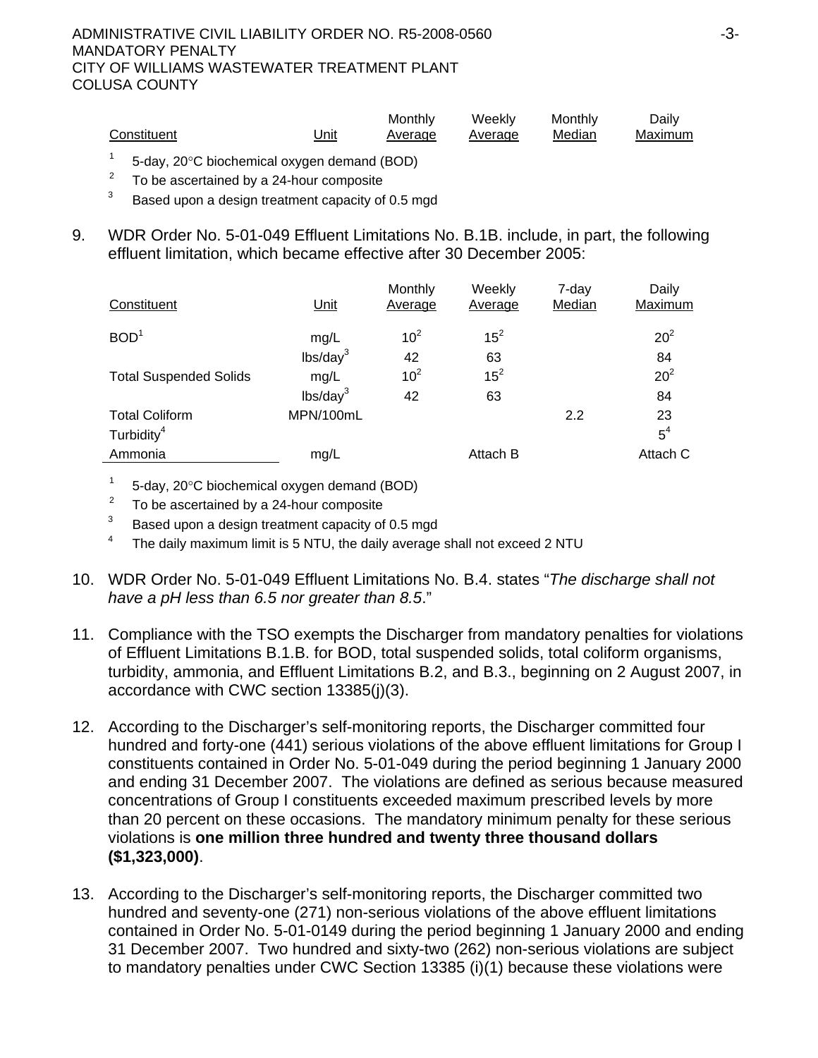| Constituent | Unit | Monthly Average | Weekly Average | Monthly Median | Daily Maximum |
|---|---|---|---|---|---|

[1] 5-day, 20°C biochemical oxygen demand (BOD)

[2] To be ascertained by a 24-hour composite

[3] Based upon a design treatment capacity of 0.5 mgd

9. WDR Order No. 5-01-049 Effluent Limitations No. B.1B. include, in part, the following effluent limitation, which became effective after 30 December 2005:

| Constituent | Unit | Monthly Average | Weekly Average | 7-day Median | Daily Maximum |
|---|---|---|---|---|---|
| BOD[1] | mg/L | 10[2] | 15[2] | | 20[2] |
| | lbs/day[3] | 42 | 63 | | 84 |
| Total Suspended Solids | mg/L | 10[2] | 15[2] | | 20[2] |
| | lbs/day[3] | 42 | 63 | | 84 |
| Total Coliform | MPN/100mL | | | 2.2 | 23 |
| Turbidity[4] | | | | | 5[4] |
| Ammonia | mg/L | | Attach B | | Attach C |

[1] 5-day, 20°C biochemical oxygen demand (BOD)

[2] To be ascertained by a 24-hour composite

[3] Based upon a design treatment capacity of 0.5 mgd

[4] The daily maximum limit is 5 NTU, the daily average shall not exceed 2 NTU

10. WDR Order No. 5-01-049 Effluent Limitations No. B.4. states "*The discharge shall not have a pH less than 6.5 nor greater than 8.5*."

11. Compliance with the TSO exempts the Discharger from mandatory penalties for violations of Effluent Limitations B.1.B. for BOD, total suspended solids, total coliform organisms, turbidity, ammonia, and Effluent Limitations B.2, and B.3., beginning on 2 August 2007, in accordance with CWC section 13385(j)(3).

12. According to the Discharger's self-monitoring reports, the Discharger committed four hundred and forty-one (441) serious violations of the above effluent limitations for Group I constituents contained in Order No. 5-01-049 during the period beginning 1 January 2000 and ending 31 December 2007. The violations are defined as serious because measured concentrations of Group I constituents exceeded maximum prescribed levels by more than 20 percent on these occasions. The mandatory minimum penalty for these serious violations is **one million three hundred and twenty three thousand dollars ($1,323,000)**.

13. According to the Discharger's self-monitoring reports, the Discharger committed two hundred and seventy-one (271) non-serious violations of the above effluent limitations contained in Order No. 5-01-0149 during the period beginning 1 January 2000 and ending 31 December 2007. Two hundred and sixty-two (262) non-serious violations are subject to mandatory penalties under CWC Section 13385 (i)(1) because these violations were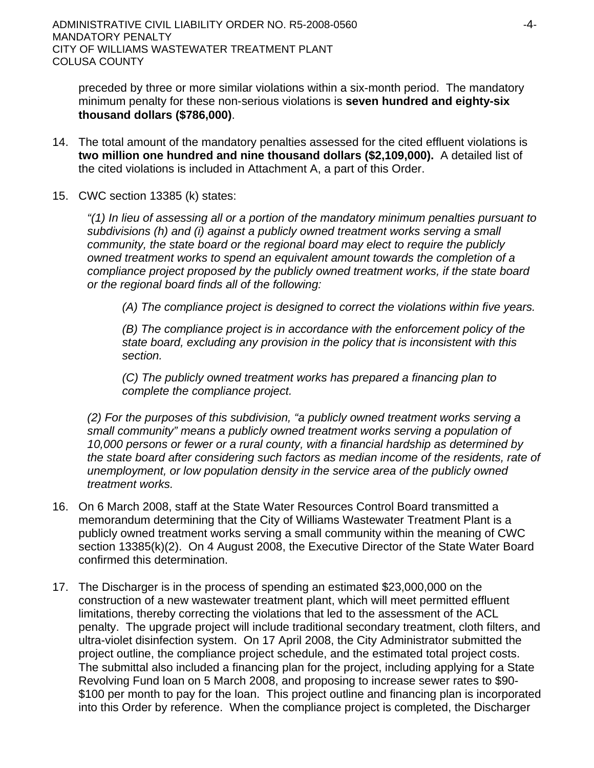preceded by three or more similar violations within a six-month period. The mandatory minimum penalty for these non-serious violations is **seven hundred and eighty-six thousand dollars ($786,000)**.

14. The total amount of the mandatory penalties assessed for the cited effluent violations is **two million one hundred and nine thousand dollars ($2,109,000).** A detailed list of the cited violations is included in Attachment A, a part of this Order.

15. CWC section 13385 (k) states:

    *"(1) In lieu of assessing all or a portion of the mandatory minimum penalties pursuant to subdivisions (h) and (i) against a publicly owned treatment works serving a small community, the state board or the regional board may elect to require the publicly owned treatment works to spend an equivalent amount towards the completion of a compliance project proposed by the publicly owned treatment works, if the state board or the regional board finds all of the following:*

    > *(A) The compliance project is designed to correct the violations within five years.*
    >
    > *(B) The compliance project is in accordance with the enforcement policy of the state board, excluding any provision in the policy that is inconsistent with this section.*
    >
    > *(C) The publicly owned treatment works has prepared a financing plan to complete the compliance project.*

    *(2) For the purposes of this subdivision, "a publicly owned treatment works serving a small community" means a publicly owned treatment works serving a population of 10,000 persons or fewer or a rural county, with a financial hardship as determined by the state board after considering such factors as median income of the residents, rate of unemployment, or low population density in the service area of the publicly owned treatment works.*

16. On 6 March 2008, staff at the State Water Resources Control Board transmitted a memorandum determining that the City of Williams Wastewater Treatment Plant is a publicly owned treatment works serving a small community within the meaning of CWC section 13385(k)(2). On 4 August 2008, the Executive Director of the State Water Board confirmed this determination.

17. The Discharger is in the process of spending an estimated $23,000,000 on the construction of a new wastewater treatment plant, which will meet permitted effluent limitations, thereby correcting the violations that led to the assessment of the ACL penalty. The upgrade project will include traditional secondary treatment, cloth filters, and ultra-violet disinfection system. On 17 April 2008, the City Administrator submitted the project outline, the compliance project schedule, and the estimated total project costs. The submittal also included a financing plan for the project, including applying for a State Revolving Fund loan on 5 March 2008, and proposing to increase sewer rates to $90-$100 per month to pay for the loan. This project outline and financing plan is incorporated into this Order by reference. When the compliance project is completed, the Discharger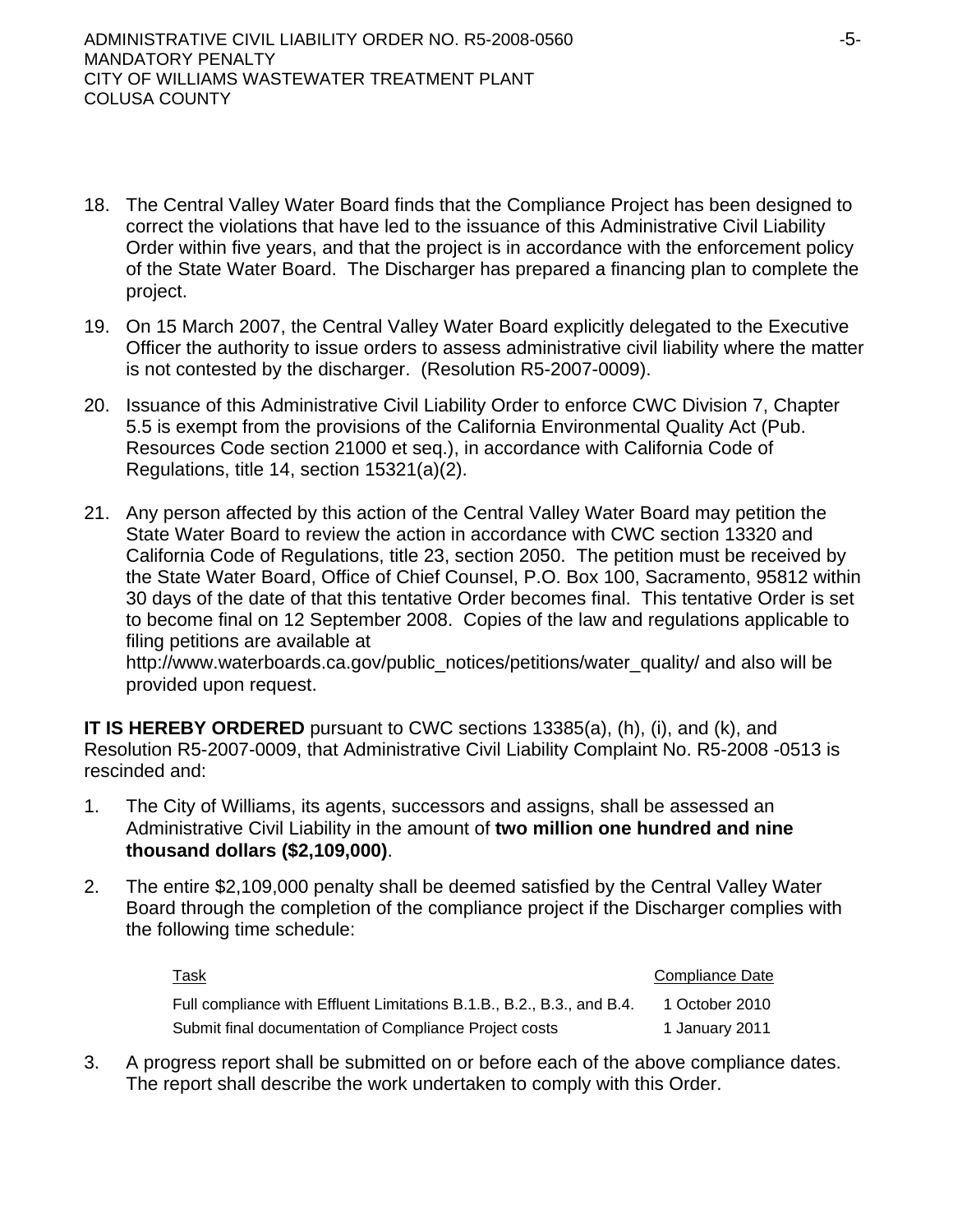18. The Central Valley Water Board finds that the Compliance Project has been designed to correct the violations that have led to the issuance of this Administrative Civil Liability Order within five years, and that the project is in accordance with the enforcement policy of the State Water Board. The Discharger has prepared a financing plan to complete the project.

19. On 15 March 2007, the Central Valley Water Board explicitly delegated to the Executive Officer the authority to issue orders to assess administrative civil liability where the matter is not contested by the discharger. (Resolution R5-2007-0009).

20. Issuance of this Administrative Civil Liability Order to enforce CWC Division 7, Chapter 5.5 is exempt from the provisions of the California Environmental Quality Act (Pub. Resources Code section 21000 et seq.), in accordance with California Code of Regulations, title 14, section 15321(a)(2).

21. Any person affected by this action of the Central Valley Water Board may petition the State Water Board to review the action in accordance with CWC section 13320 and California Code of Regulations, title 23, section 2050. The petition must be received by the State Water Board, Office of Chief Counsel, P.O. Box 100, Sacramento, 95812 within 30 days of the date of that this tentative Order becomes final. This tentative Order is set to become final on 12 September 2008. Copies of the law and regulations applicable to filing petitions are available at http://www.waterboards.ca.gov/public_notices/petitions/water_quality/ and also will be provided upon request.

**IT IS HEREBY ORDERED** pursuant to CWC sections 13385(a), (h), (i), and (k), and Resolution R5-2007-0009, that Administrative Civil Liability Complaint No. R5-2008 -0513 is rescinded and:

1. The City of Williams, its agents, successors and assigns, shall be assessed an Administrative Civil Liability in the amount of **two million one hundred and nine thousand dollars ($2,109,000)**.

2. The entire $2,109,000 penalty shall be deemed satisfied by the Central Valley Water Board through the completion of the compliance project if the Discharger complies with the following time schedule:

| Task | Compliance Date |
|---|---|
| Full compliance with Effluent Limitations B.1.B., B.2., B.3., and B.4. | 1 October 2010 |
| Submit final documentation of Compliance Project costs | 1 January 2011 |

3. A progress report shall be submitted on or before each of the above compliance dates. The report shall describe the work undertaken to comply with this Order.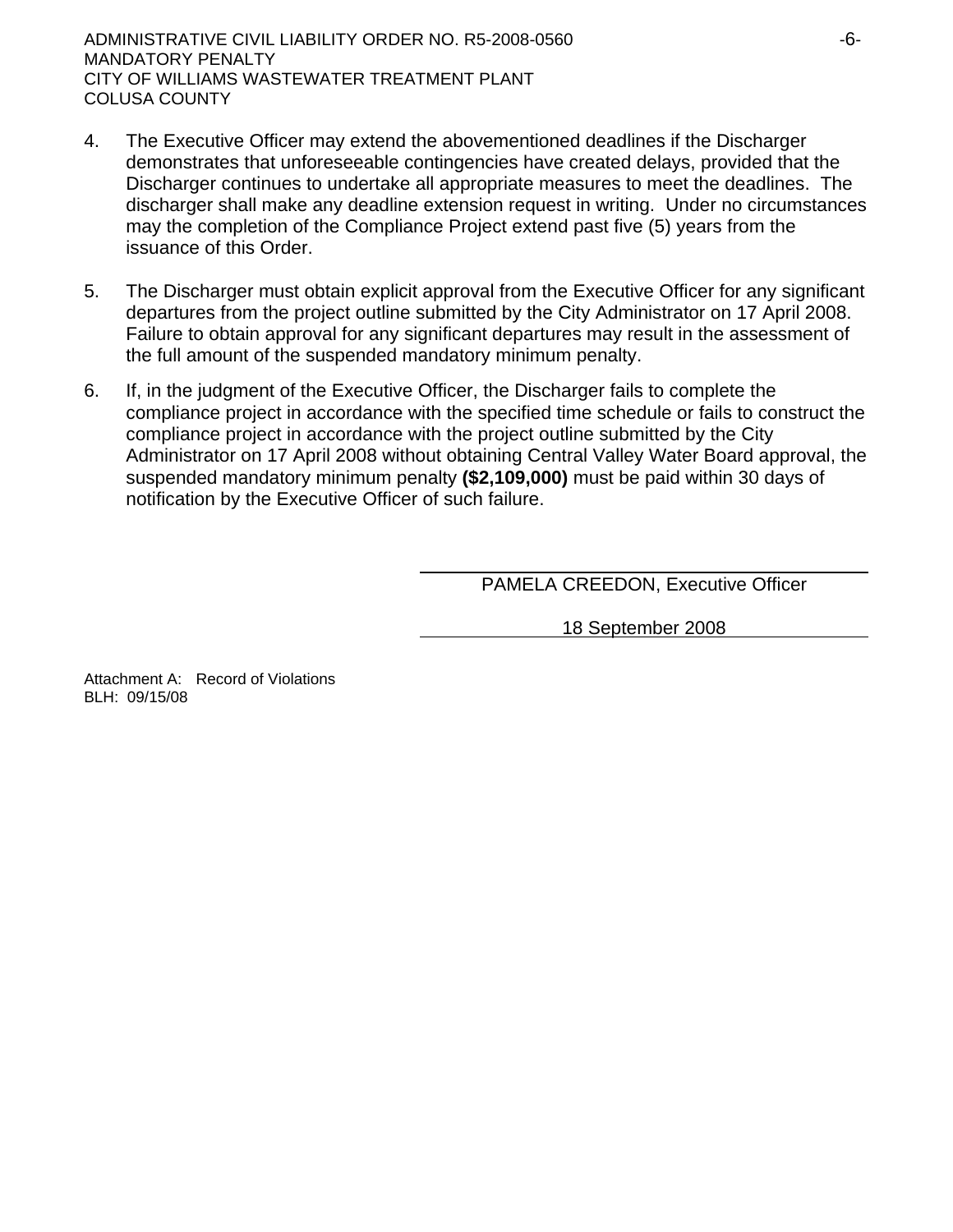4. The Executive Officer may extend the abovementioned deadlines if the Discharger demonstrates that unforeseeable contingencies have created delays, provided that the Discharger continues to undertake all appropriate measures to meet the deadlines. The discharger shall make any deadline extension request in writing. Under no circumstances may the completion of the Compliance Project extend past five (5) years from the issuance of this Order.

5. The Discharger must obtain explicit approval from the Executive Officer for any significant departures from the project outline submitted by the City Administrator on 17 April 2008. Failure to obtain approval for any significant departures may result in the assessment of the full amount of the suspended mandatory minimum penalty.

6. If, in the judgment of the Executive Officer, the Discharger fails to complete the compliance project in accordance with the specified time schedule or fails to construct the compliance project in accordance with the project outline submitted by the City Administrator on 17 April 2008 without obtaining Central Valley Water Board approval, the suspended mandatory minimum penalty **($2,109,000)** must be paid within 30 days of notification by the Executive Officer of such failure.

PAMELA CREEDON, Executive Officer

18 September 2008

Attachment A: Record of Violations
BLH: 09/15/08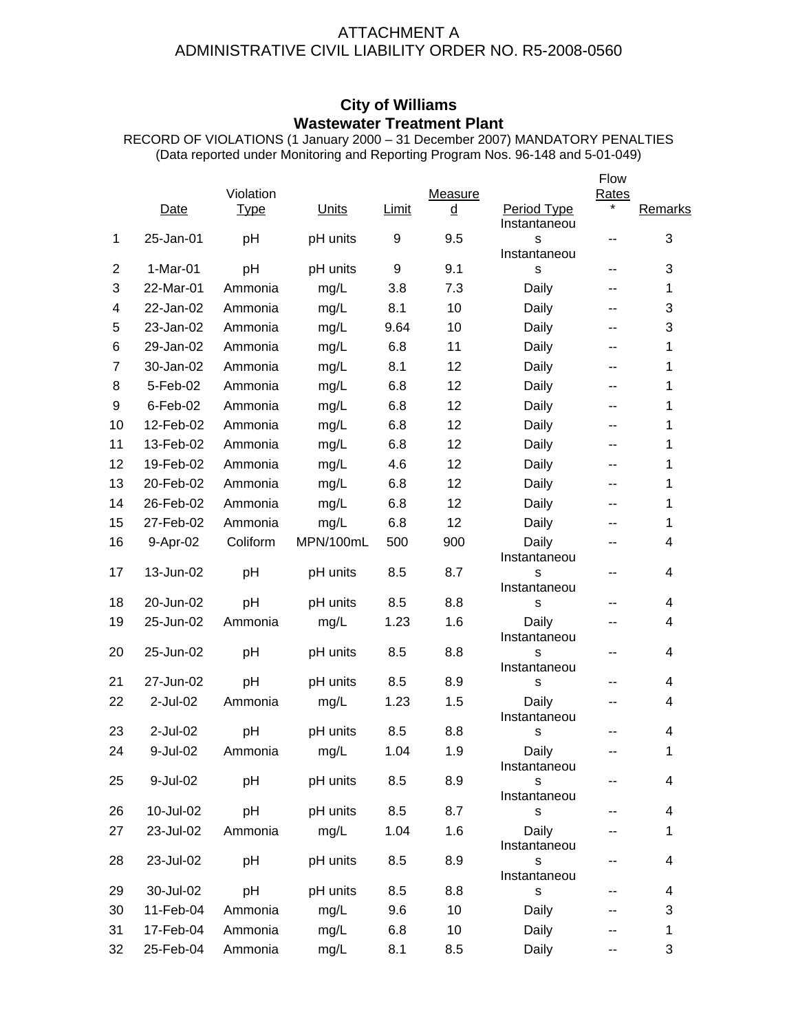ATTACHMENT A
ADMINISTRATIVE CIVIL LIABILITY ORDER NO. R5-2008-0560

**City of Williams**
**Wastewater Treatment Plant**

RECORD OF VIOLATIONS (1 January 2000 – 31 December 2007) MANDATORY PENALTIES
(Data reported under Monitoring and Reporting Program Nos. 96-148 and 5-01-049)

| | Date | Violation Type | Units | Limit | Measured | Period Type | Flow Rates * | Remarks |
|---|---|---|---|---|---|---|---|---|
| 1 | 25-Jan-01 | pH | pH units | 9 | 9.5 | Instantaneous | -- | 3 |
| 2 | 1-Mar-01 | pH | pH units | 9 | 9.1 | Instantaneous | -- | 3 |
| 3 | 22-Mar-01 | Ammonia | mg/L | 3.8 | 7.3 | Daily | -- | 1 |
| 4 | 22-Jan-02 | Ammonia | mg/L | 8.1 | 10 | Daily | -- | 3 |
| 5 | 23-Jan-02 | Ammonia | mg/L | 9.64 | 10 | Daily | -- | 3 |
| 6 | 29-Jan-02 | Ammonia | mg/L | 6.8 | 11 | Daily | -- | 1 |
| 7 | 30-Jan-02 | Ammonia | mg/L | 8.1 | 12 | Daily | -- | 1 |
| 8 | 5-Feb-02 | Ammonia | mg/L | 6.8 | 12 | Daily | -- | 1 |
| 9 | 6-Feb-02 | Ammonia | mg/L | 6.8 | 12 | Daily | -- | 1 |
| 10 | 12-Feb-02 | Ammonia | mg/L | 6.8 | 12 | Daily | -- | 1 |
| 11 | 13-Feb-02 | Ammonia | mg/L | 6.8 | 12 | Daily | -- | 1 |
| 12 | 19-Feb-02 | Ammonia | mg/L | 4.6 | 12 | Daily | -- | 1 |
| 13 | 20-Feb-02 | Ammonia | mg/L | 6.8 | 12 | Daily | -- | 1 |
| 14 | 26-Feb-02 | Ammonia | mg/L | 6.8 | 12 | Daily | -- | 1 |
| 15 | 27-Feb-02 | Ammonia | mg/L | 6.8 | 12 | Daily | -- | 1 |
| 16 | 9-Apr-02 | Coliform | MPN/100mL | 500 | 900 | Daily | -- | 4 |
| 17 | 13-Jun-02 | pH | pH units | 8.5 | 8.7 | Instantaneous | -- | 4 |
| 18 | 20-Jun-02 | pH | pH units | 8.5 | 8.8 | Instantaneous | -- | 4 |
| 19 | 25-Jun-02 | Ammonia | mg/L | 1.23 | 1.6 | Daily | -- | 4 |
| 20 | 25-Jun-02 | pH | pH units | 8.5 | 8.8 | Instantaneous | -- | 4 |
| 21 | 27-Jun-02 | pH | pH units | 8.5 | 8.9 | Instantaneous | -- | 4 |
| 22 | 2-Jul-02 | Ammonia | mg/L | 1.23 | 1.5 | Daily | -- | 4 |
| 23 | 2-Jul-02 | pH | pH units | 8.5 | 8.8 | Instantaneous | -- | 4 |
| 24 | 9-Jul-02 | Ammonia | mg/L | 1.04 | 1.9 | Daily | -- | 1 |
| 25 | 9-Jul-02 | pH | pH units | 8.5 | 8.9 | Instantaneous | -- | 4 |
| 26 | 10-Jul-02 | pH | pH units | 8.5 | 8.7 | Instantaneous | -- | 4 |
| 27 | 23-Jul-02 | Ammonia | mg/L | 1.04 | 1.6 | Daily | -- | 1 |
| 28 | 23-Jul-02 | pH | pH units | 8.5 | 8.9 | Instantaneous | -- | 4 |
| 29 | 30-Jul-02 | pH | pH units | 8.5 | 8.8 | Instantaneous | -- | 4 |
| 30 | 11-Feb-04 | Ammonia | mg/L | 9.6 | 10 | Daily | -- | 3 |
| 31 | 17-Feb-04 | Ammonia | mg/L | 6.8 | 10 | Daily | -- | 1 |
| 32 | 25-Feb-04 | Ammonia | mg/L | 8.1 | 8.5 | Daily | -- | 3 |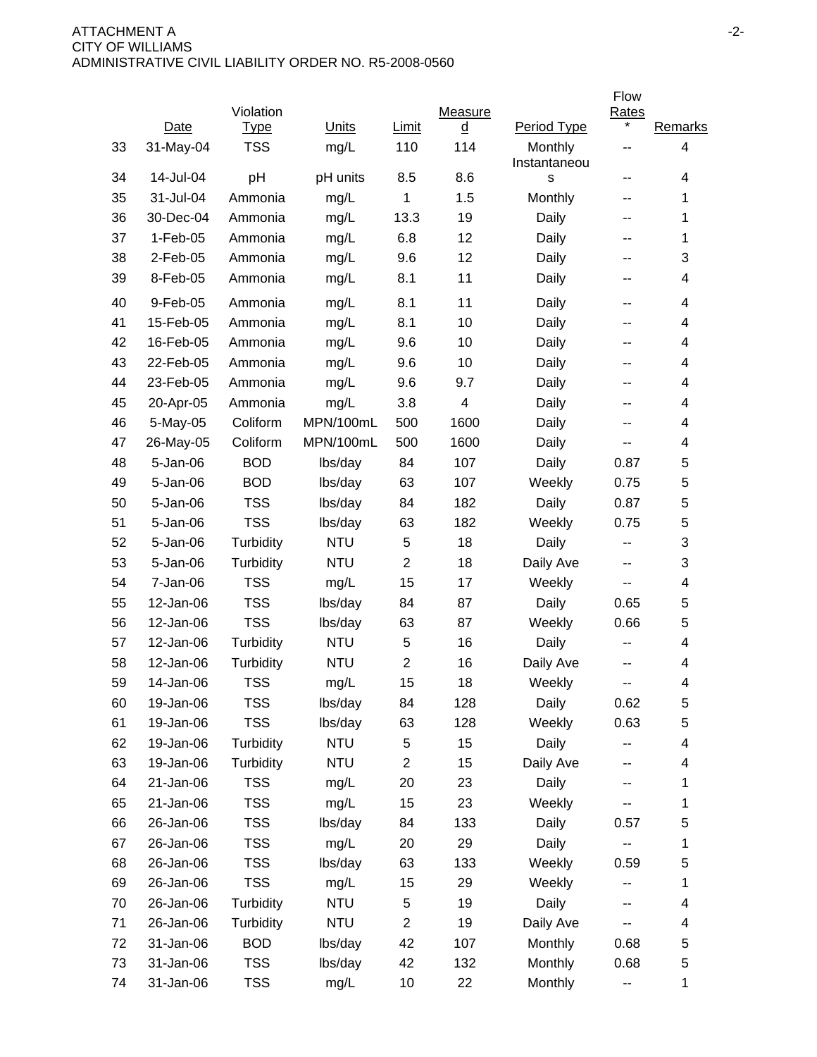| | Date | Violation Type | Units | Limit | Measured | Period Type | Flow Rates * | Remarks |
|---|---|---|---|---|---|---|---|---|
| 33 | 31-May-04 | TSS | mg/L | 110 | 114 | Monthly | -- | 4 |
| 34 | 14-Jul-04 | pH | pH units | 8.5 | 8.6 | Instantaneous | -- | 4 |
| 35 | 31-Jul-04 | Ammonia | mg/L | 1 | 1.5 | Monthly | -- | 1 |
| 36 | 30-Dec-04 | Ammonia | mg/L | 13.3 | 19 | Daily | -- | 1 |
| 37 | 1-Feb-05 | Ammonia | mg/L | 6.8 | 12 | Daily | -- | 1 |
| 38 | 2-Feb-05 | Ammonia | mg/L | 9.6 | 12 | Daily | -- | 3 |
| 39 | 8-Feb-05 | Ammonia | mg/L | 8.1 | 11 | Daily | -- | 4 |
| 40 | 9-Feb-05 | Ammonia | mg/L | 8.1 | 11 | Daily | -- | 4 |
| 41 | 15-Feb-05 | Ammonia | mg/L | 8.1 | 10 | Daily | -- | 4 |
| 42 | 16-Feb-05 | Ammonia | mg/L | 9.6 | 10 | Daily | -- | 4 |
| 43 | 22-Feb-05 | Ammonia | mg/L | 9.6 | 10 | Daily | -- | 4 |
| 44 | 23-Feb-05 | Ammonia | mg/L | 9.6 | 9.7 | Daily | -- | 4 |
| 45 | 20-Apr-05 | Ammonia | mg/L | 3.8 | 4 | Daily | -- | 4 |
| 46 | 5-May-05 | Coliform | MPN/100mL | 500 | 1600 | Daily | -- | 4 |
| 47 | 26-May-05 | Coliform | MPN/100mL | 500 | 1600 | Daily | -- | 4 |
| 48 | 5-Jan-06 | BOD | lbs/day | 84 | 107 | Daily | 0.87 | 5 |
| 49 | 5-Jan-06 | BOD | lbs/day | 63 | 107 | Weekly | 0.75 | 5 |
| 50 | 5-Jan-06 | TSS | lbs/day | 84 | 182 | Daily | 0.87 | 5 |
| 51 | 5-Jan-06 | TSS | lbs/day | 63 | 182 | Weekly | 0.75 | 5 |
| 52 | 5-Jan-06 | Turbidity | NTU | 5 | 18 | Daily | -- | 3 |
| 53 | 5-Jan-06 | Turbidity | NTU | 2 | 18 | Daily Ave | -- | 3 |
| 54 | 7-Jan-06 | TSS | mg/L | 15 | 17 | Weekly | -- | 4 |
| 55 | 12-Jan-06 | TSS | lbs/day | 84 | 87 | Daily | 0.65 | 5 |
| 56 | 12-Jan-06 | TSS | lbs/day | 63 | 87 | Weekly | 0.66 | 5 |
| 57 | 12-Jan-06 | Turbidity | NTU | 5 | 16 | Daily | -- | 4 |
| 58 | 12-Jan-06 | Turbidity | NTU | 2 | 16 | Daily Ave | -- | 4 |
| 59 | 14-Jan-06 | TSS | mg/L | 15 | 18 | Weekly | -- | 4 |
| 60 | 19-Jan-06 | TSS | lbs/day | 84 | 128 | Daily | 0.62 | 5 |
| 61 | 19-Jan-06 | TSS | lbs/day | 63 | 128 | Weekly | 0.63 | 5 |
| 62 | 19-Jan-06 | Turbidity | NTU | 5 | 15 | Daily | -- | 4 |
| 63 | 19-Jan-06 | Turbidity | NTU | 2 | 15 | Daily Ave | -- | 4 |
| 64 | 21-Jan-06 | TSS | mg/L | 20 | 23 | Daily | -- | 1 |
| 65 | 21-Jan-06 | TSS | mg/L | 15 | 23 | Weekly | -- | 1 |
| 66 | 26-Jan-06 | TSS | lbs/day | 84 | 133 | Daily | 0.57 | 5 |
| 67 | 26-Jan-06 | TSS | mg/L | 20 | 29 | Daily | -- | 1 |
| 68 | 26-Jan-06 | TSS | lbs/day | 63 | 133 | Weekly | 0.59 | 5 |
| 69 | 26-Jan-06 | TSS | mg/L | 15 | 29 | Weekly | -- | 1 |
| 70 | 26-Jan-06 | Turbidity | NTU | 5 | 19 | Daily | -- | 4 |
| 71 | 26-Jan-06 | Turbidity | NTU | 2 | 19 | Daily Ave | -- | 4 |
| 72 | 31-Jan-06 | BOD | lbs/day | 42 | 107 | Monthly | 0.68 | 5 |
| 73 | 31-Jan-06 | TSS | lbs/day | 42 | 132 | Monthly | 0.68 | 5 |
| 74 | 31-Jan-06 | TSS | mg/L | 10 | 22 | Monthly | -- | 1 |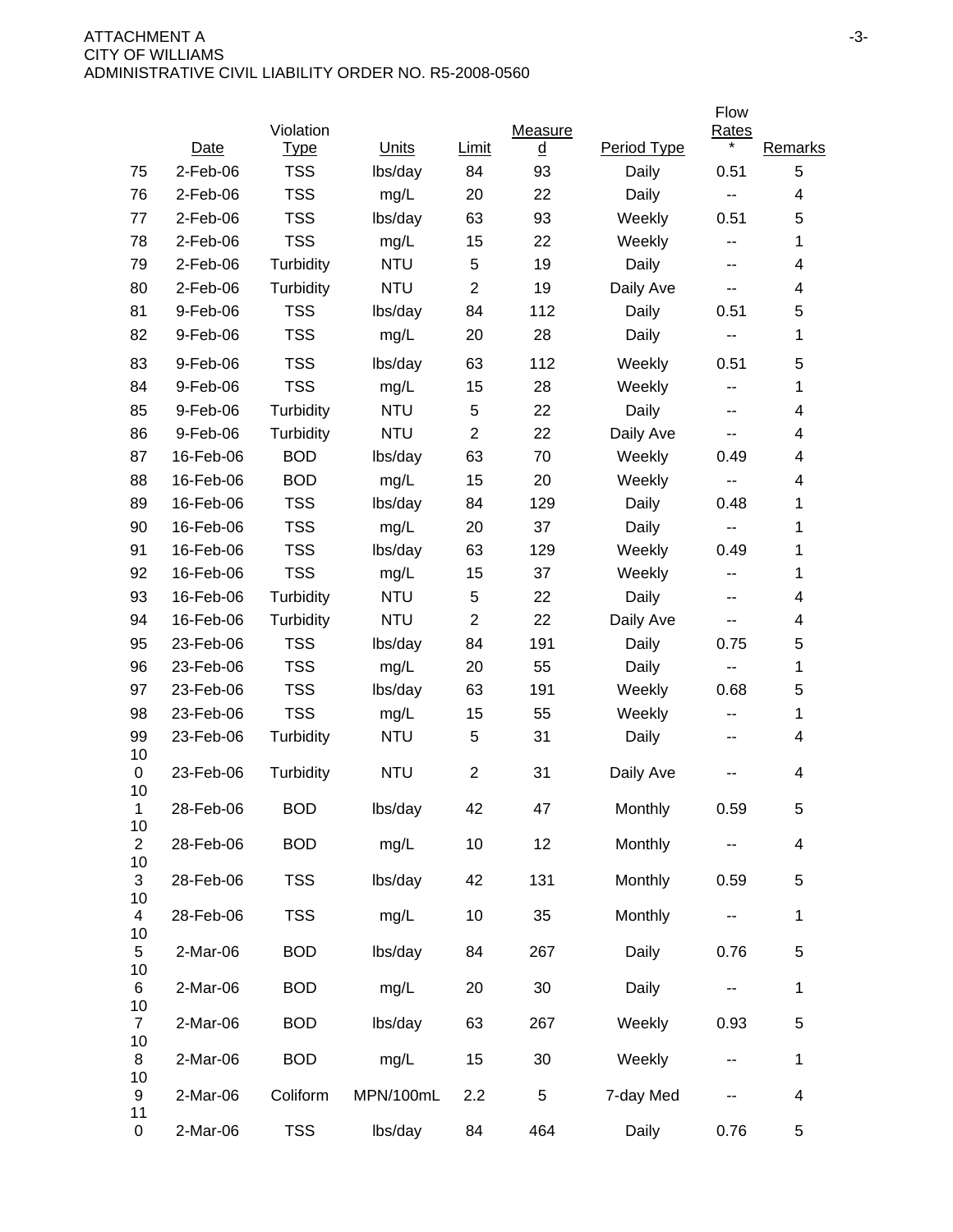|  | Date | Violation Type | Units | Limit | Measured | Period Type | Flow Rates * | Remarks |
|---|---|---|---|---|---|---|---|---|
| 75 | 2-Feb-06 | TSS | lbs/day | 84 | 93 | Daily | 0.51 | 5 |
| 76 | 2-Feb-06 | TSS | mg/L | 20 | 22 | Daily | -- | 4 |
| 77 | 2-Feb-06 | TSS | lbs/day | 63 | 93 | Weekly | 0.51 | 5 |
| 78 | 2-Feb-06 | TSS | mg/L | 15 | 22 | Weekly | -- | 1 |
| 79 | 2-Feb-06 | Turbidity | NTU | 5 | 19 | Daily | -- | 4 |
| 80 | 2-Feb-06 | Turbidity | NTU | 2 | 19 | Daily Ave | -- | 4 |
| 81 | 9-Feb-06 | TSS | lbs/day | 84 | 112 | Daily | 0.51 | 5 |
| 82 | 9-Feb-06 | TSS | mg/L | 20 | 28 | Daily | -- | 1 |
| 83 | 9-Feb-06 | TSS | lbs/day | 63 | 112 | Weekly | 0.51 | 5 |
| 84 | 9-Feb-06 | TSS | mg/L | 15 | 28 | Weekly | -- | 1 |
| 85 | 9-Feb-06 | Turbidity | NTU | 5 | 22 | Daily | -- | 4 |
| 86 | 9-Feb-06 | Turbidity | NTU | 2 | 22 | Daily Ave | -- | 4 |
| 87 | 16-Feb-06 | BOD | lbs/day | 63 | 70 | Weekly | 0.49 | 4 |
| 88 | 16-Feb-06 | BOD | mg/L | 15 | 20 | Weekly | -- | 4 |
| 89 | 16-Feb-06 | TSS | lbs/day | 84 | 129 | Daily | 0.48 | 1 |
| 90 | 16-Feb-06 | TSS | mg/L | 20 | 37 | Daily | -- | 1 |
| 91 | 16-Feb-06 | TSS | lbs/day | 63 | 129 | Weekly | 0.49 | 1 |
| 92 | 16-Feb-06 | TSS | mg/L | 15 | 37 | Weekly | -- | 1 |
| 93 | 16-Feb-06 | Turbidity | NTU | 5 | 22 | Daily | -- | 4 |
| 94 | 16-Feb-06 | Turbidity | NTU | 2 | 22 | Daily Ave | -- | 4 |
| 95 | 23-Feb-06 | TSS | lbs/day | 84 | 191 | Daily | 0.75 | 5 |
| 96 | 23-Feb-06 | TSS | mg/L | 20 | 55 | Daily | -- | 1 |
| 97 | 23-Feb-06 | TSS | lbs/day | 63 | 191 | Weekly | 0.68 | 5 |
| 98 | 23-Feb-06 | TSS | mg/L | 15 | 55 | Weekly | -- | 1 |
| 99 | 23-Feb-06 | Turbidity | NTU | 5 | 31 | Daily | -- | 4 |
| 100 | 23-Feb-06 | Turbidity | NTU | 2 | 31 | Daily Ave | -- | 4 |
| 101 | 28-Feb-06 | BOD | lbs/day | 42 | 47 | Monthly | 0.59 | 5 |
| 102 | 28-Feb-06 | BOD | mg/L | 10 | 12 | Monthly | -- | 4 |
| 103 | 28-Feb-06 | TSS | lbs/day | 42 | 131 | Monthly | 0.59 | 5 |
| 104 | 28-Feb-06 | TSS | mg/L | 10 | 35 | Monthly | -- | 1 |
| 105 | 2-Mar-06 | BOD | lbs/day | 84 | 267 | Daily | 0.76 | 5 |
| 106 | 2-Mar-06 | BOD | mg/L | 20 | 30 | Daily | -- | 1 |
| 107 | 2-Mar-06 | BOD | lbs/day | 63 | 267 | Weekly | 0.93 | 5 |
| 108 | 2-Mar-06 | BOD | mg/L | 15 | 30 | Weekly | -- | 1 |
| 109 | 2-Mar-06 | Coliform | MPN/100mL | 2.2 | 5 | 7-day Med | -- | 4 |
| 110 | 2-Mar-06 | TSS | lbs/day | 84 | 464 | Daily | 0.76 | 5 |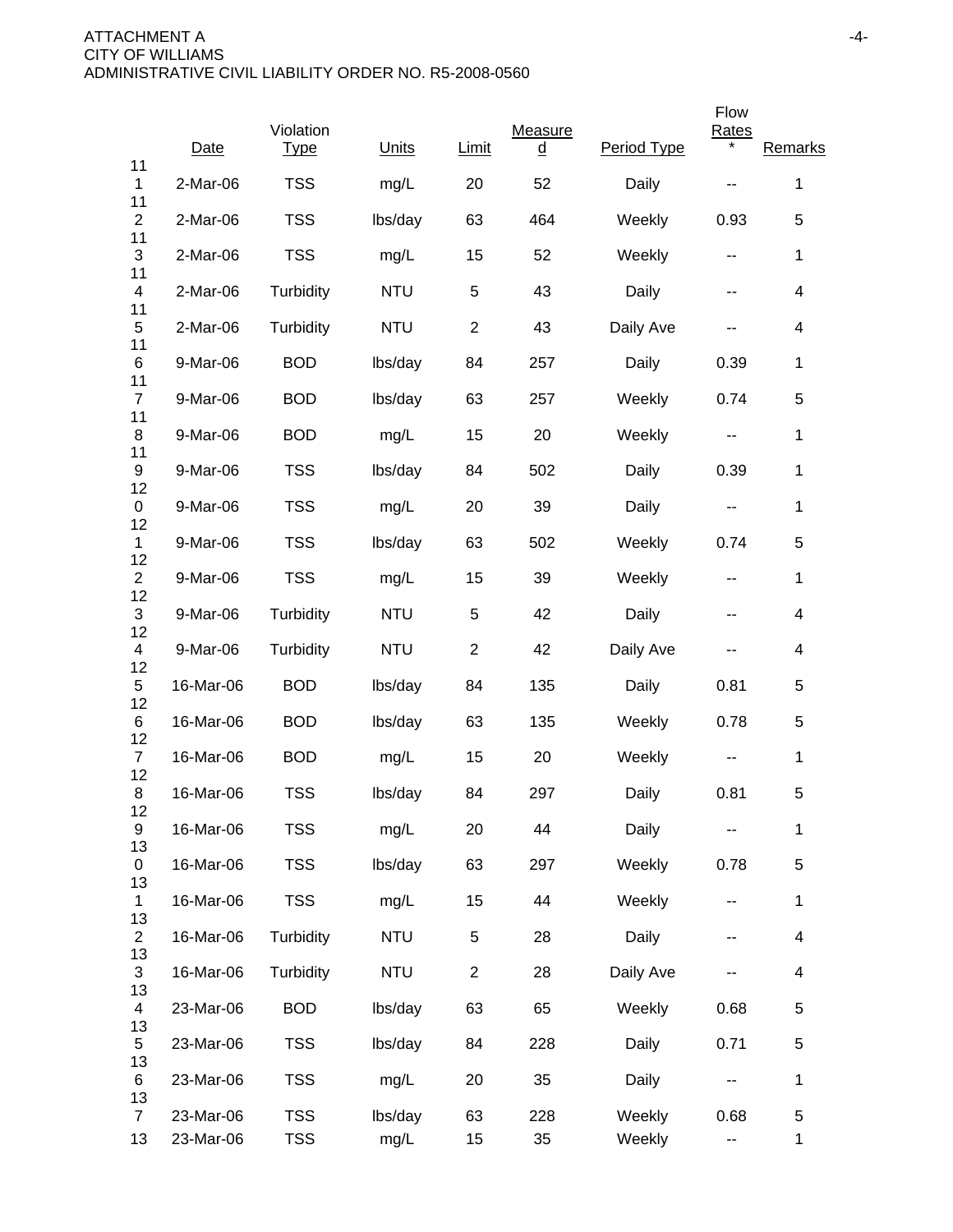| | Date | Violation Type | Units | Limit | Measured | Period Type | Flow Rates * | Remarks |
|---|---|---|---|---|---|---|---|---|
| 111 | 2-Mar-06 | TSS | mg/L | 20 | 52 | Daily | -- | 1 |
| 112 | 2-Mar-06 | TSS | lbs/day | 63 | 464 | Weekly | 0.93 | 5 |
| 113 | 2-Mar-06 | TSS | mg/L | 15 | 52 | Weekly | -- | 1 |
| 114 | 2-Mar-06 | Turbidity | NTU | 5 | 43 | Daily | -- | 4 |
| 115 | 2-Mar-06 | Turbidity | NTU | 2 | 43 | Daily Ave | -- | 4 |
| 116 | 9-Mar-06 | BOD | lbs/day | 84 | 257 | Daily | 0.39 | 1 |
| 117 | 9-Mar-06 | BOD | lbs/day | 63 | 257 | Weekly | 0.74 | 5 |
| 118 | 9-Mar-06 | BOD | mg/L | 15 | 20 | Weekly | -- | 1 |
| 119 | 9-Mar-06 | TSS | lbs/day | 84 | 502 | Daily | 0.39 | 1 |
| 120 | 9-Mar-06 | TSS | mg/L | 20 | 39 | Daily | -- | 1 |
| 121 | 9-Mar-06 | TSS | lbs/day | 63 | 502 | Weekly | 0.74 | 5 |
| 122 | 9-Mar-06 | TSS | mg/L | 15 | 39 | Weekly | -- | 1 |
| 123 | 9-Mar-06 | Turbidity | NTU | 5 | 42 | Daily | -- | 4 |
| 124 | 9-Mar-06 | Turbidity | NTU | 2 | 42 | Daily Ave | -- | 4 |
| 125 | 16-Mar-06 | BOD | lbs/day | 84 | 135 | Daily | 0.81 | 5 |
| 126 | 16-Mar-06 | BOD | lbs/day | 63 | 135 | Weekly | 0.78 | 5 |
| 127 | 16-Mar-06 | BOD | mg/L | 15 | 20 | Weekly | -- | 1 |
| 128 | 16-Mar-06 | TSS | lbs/day | 84 | 297 | Daily | 0.81 | 5 |
| 129 | 16-Mar-06 | TSS | mg/L | 20 | 44 | Daily | -- | 1 |
| 130 | 16-Mar-06 | TSS | lbs/day | 63 | 297 | Weekly | 0.78 | 5 |
| 131 | 16-Mar-06 | TSS | mg/L | 15 | 44 | Weekly | -- | 1 |
| 132 | 16-Mar-06 | Turbidity | NTU | 5 | 28 | Daily | -- | 4 |
| 133 | 16-Mar-06 | Turbidity | NTU | 2 | 28 | Daily Ave | -- | 4 |
| 134 | 23-Mar-06 | BOD | lbs/day | 63 | 65 | Weekly | 0.68 | 5 |
| 135 | 23-Mar-06 | TSS | lbs/day | 84 | 228 | Daily | 0.71 | 5 |
| 136 | 23-Mar-06 | TSS | mg/L | 20 | 35 | Daily | -- | 1 |
| 137 | 23-Mar-06 | TSS | lbs/day | 63 | 228 | Weekly | 0.68 | 5 |
| 13 | 23-Mar-06 | TSS | mg/L | 15 | 35 | Weekly | -- | 1 |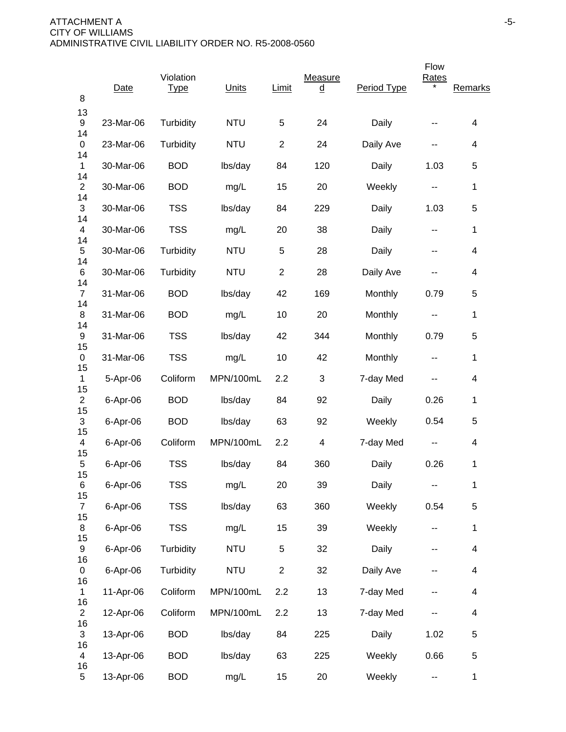| # | Date | Violation Type | Units | Limit | Measured | Period Type | Flow Rates * | Remarks |
|---|---|---|---|---|---|---|---|---|
| 139 | 23-Mar-06 | Turbidity | NTU | 5 | 24 | Daily | -- | 4 |
| 140 | 23-Mar-06 | Turbidity | NTU | 2 | 24 | Daily Ave | -- | 4 |
| 141 | 30-Mar-06 | BOD | lbs/day | 84 | 120 | Daily | 1.03 | 5 |
| 142 | 30-Mar-06 | BOD | mg/L | 15 | 20 | Weekly | -- | 1 |
| 143 | 30-Mar-06 | TSS | lbs/day | 84 | 229 | Daily | 1.03 | 5 |
| 144 | 30-Mar-06 | TSS | mg/L | 20 | 38 | Daily | -- | 1 |
| 145 | 30-Mar-06 | Turbidity | NTU | 5 | 28 | Daily | -- | 4 |
| 146 | 30-Mar-06 | Turbidity | NTU | 2 | 28 | Daily Ave | -- | 4 |
| 147 | 31-Mar-06 | BOD | lbs/day | 42 | 169 | Monthly | 0.79 | 5 |
| 148 | 31-Mar-06 | BOD | mg/L | 10 | 20 | Monthly | -- | 1 |
| 149 | 31-Mar-06 | TSS | lbs/day | 42 | 344 | Monthly | 0.79 | 5 |
| 150 | 31-Mar-06 | TSS | mg/L | 10 | 42 | Monthly | -- | 1 |
| 151 | 5-Apr-06 | Coliform | MPN/100mL | 2.2 | 3 | 7-day Med | -- | 4 |
| 152 | 6-Apr-06 | BOD | lbs/day | 84 | 92 | Daily | 0.26 | 1 |
| 153 | 6-Apr-06 | BOD | lbs/day | 63 | 92 | Weekly | 0.54 | 5 |
| 154 | 6-Apr-06 | Coliform | MPN/100mL | 2.2 | 4 | 7-day Med | -- | 4 |
| 155 | 6-Apr-06 | TSS | lbs/day | 84 | 360 | Daily | 0.26 | 1 |
| 156 | 6-Apr-06 | TSS | mg/L | 20 | 39 | Daily | -- | 1 |
| 157 | 6-Apr-06 | TSS | lbs/day | 63 | 360 | Weekly | 0.54 | 5 |
| 158 | 6-Apr-06 | TSS | mg/L | 15 | 39 | Weekly | -- | 1 |
| 159 | 6-Apr-06 | Turbidity | NTU | 5 | 32 | Daily | -- | 4 |
| 160 | 6-Apr-06 | Turbidity | NTU | 2 | 32 | Daily Ave | -- | 4 |
| 161 | 11-Apr-06 | Coliform | MPN/100mL | 2.2 | 13 | 7-day Med | -- | 4 |
| 162 | 12-Apr-06 | Coliform | MPN/100mL | 2.2 | 13 | 7-day Med | -- | 4 |
| 163 | 13-Apr-06 | BOD | lbs/day | 84 | 225 | Daily | 1.02 | 5 |
| 164 | 13-Apr-06 | BOD | lbs/day | 63 | 225 | Weekly | 0.66 | 5 |
| 165 | 13-Apr-06 | BOD | mg/L | 15 | 20 | Weekly | -- | 1 |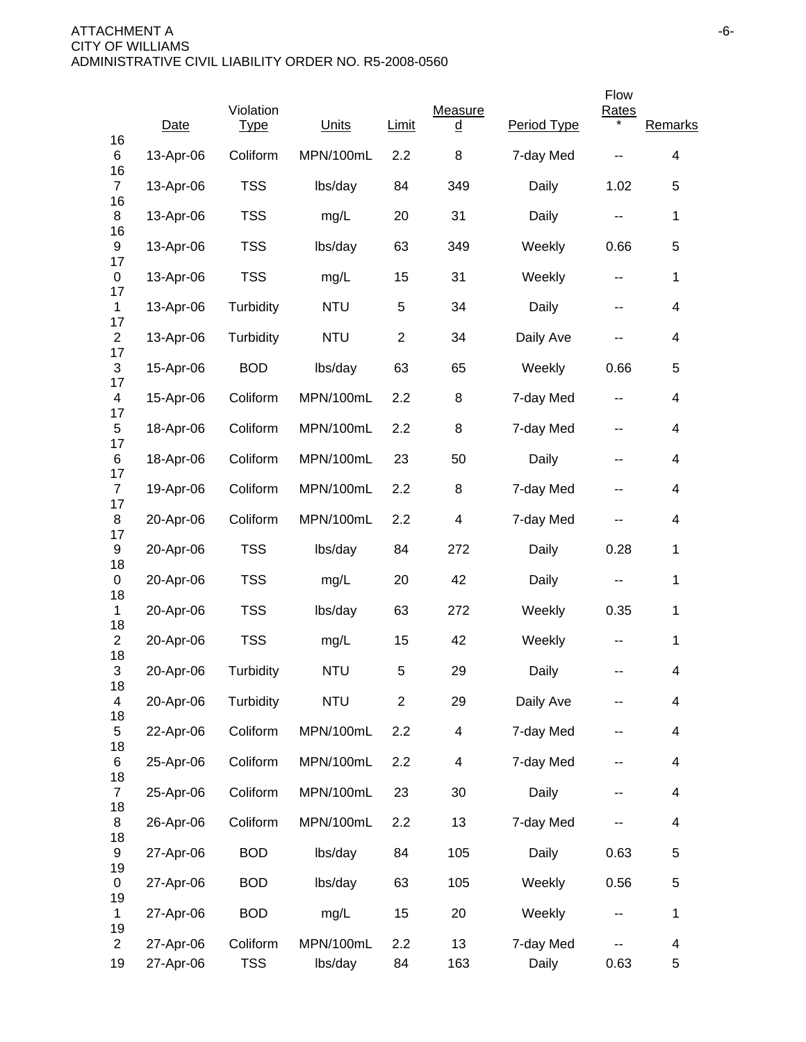ATTACHMENT A
CITY OF WILLIAMS
ADMINISTRATIVE CIVIL LIABILITY ORDER NO. R5-2008-0560

| | Date | Violation Type | Units | Limit | Measured | Period Type | Flow Rates * | Remarks |
|---|---|---|---|---|---|---|---|---|
| 166 | 13-Apr-06 | Coliform | MPN/100mL | 2.2 | 8 | 7-day Med | -- | 4 |
| 167 | 13-Apr-06 | TSS | lbs/day | 84 | 349 | Daily | 1.02 | 5 |
| 168 | 13-Apr-06 | TSS | mg/L | 20 | 31 | Daily | -- | 1 |
| 169 | 13-Apr-06 | TSS | lbs/day | 63 | 349 | Weekly | 0.66 | 5 |
| 170 | 13-Apr-06 | TSS | mg/L | 15 | 31 | Weekly | -- | 1 |
| 171 | 13-Apr-06 | Turbidity | NTU | 5 | 34 | Daily | -- | 4 |
| 172 | 13-Apr-06 | Turbidity | NTU | 2 | 34 | Daily Ave | -- | 4 |
| 173 | 15-Apr-06 | BOD | lbs/day | 63 | 65 | Weekly | 0.66 | 5 |
| 174 | 15-Apr-06 | Coliform | MPN/100mL | 2.2 | 8 | 7-day Med | -- | 4 |
| 175 | 18-Apr-06 | Coliform | MPN/100mL | 2.2 | 8 | 7-day Med | -- | 4 |
| 176 | 18-Apr-06 | Coliform | MPN/100mL | 23 | 50 | Daily | -- | 4 |
| 177 | 19-Apr-06 | Coliform | MPN/100mL | 2.2 | 8 | 7-day Med | -- | 4 |
| 178 | 20-Apr-06 | Coliform | MPN/100mL | 2.2 | 4 | 7-day Med | -- | 4 |
| 179 | 20-Apr-06 | TSS | lbs/day | 84 | 272 | Daily | 0.28 | 1 |
| 180 | 20-Apr-06 | TSS | mg/L | 20 | 42 | Daily | -- | 1 |
| 181 | 20-Apr-06 | TSS | lbs/day | 63 | 272 | Weekly | 0.35 | 1 |
| 182 | 20-Apr-06 | TSS | mg/L | 15 | 42 | Weekly | -- | 1 |
| 183 | 20-Apr-06 | Turbidity | NTU | 5 | 29 | Daily | -- | 4 |
| 184 | 20-Apr-06 | Turbidity | NTU | 2 | 29 | Daily Ave | -- | 4 |
| 185 | 22-Apr-06 | Coliform | MPN/100mL | 2.2 | 4 | 7-day Med | -- | 4 |
| 186 | 25-Apr-06 | Coliform | MPN/100mL | 2.2 | 4 | 7-day Med | -- | 4 |
| 187 | 25-Apr-06 | Coliform | MPN/100mL | 23 | 30 | Daily | -- | 4 |
| 188 | 26-Apr-06 | Coliform | MPN/100mL | 2.2 | 13 | 7-day Med | -- | 4 |
| 189 | 27-Apr-06 | BOD | lbs/day | 84 | 105 | Daily | 0.63 | 5 |
| 190 | 27-Apr-06 | BOD | lbs/day | 63 | 105 | Weekly | 0.56 | 5 |
| 191 | 27-Apr-06 | BOD | mg/L | 15 | 20 | Weekly | -- | 1 |
| 192 | 27-Apr-06 | Coliform | MPN/100mL | 2.2 | 13 | 7-day Med | -- | 4 |
| 19 | 27-Apr-06 | TSS | lbs/day | 84 | 163 | Daily | 0.63 | 5 |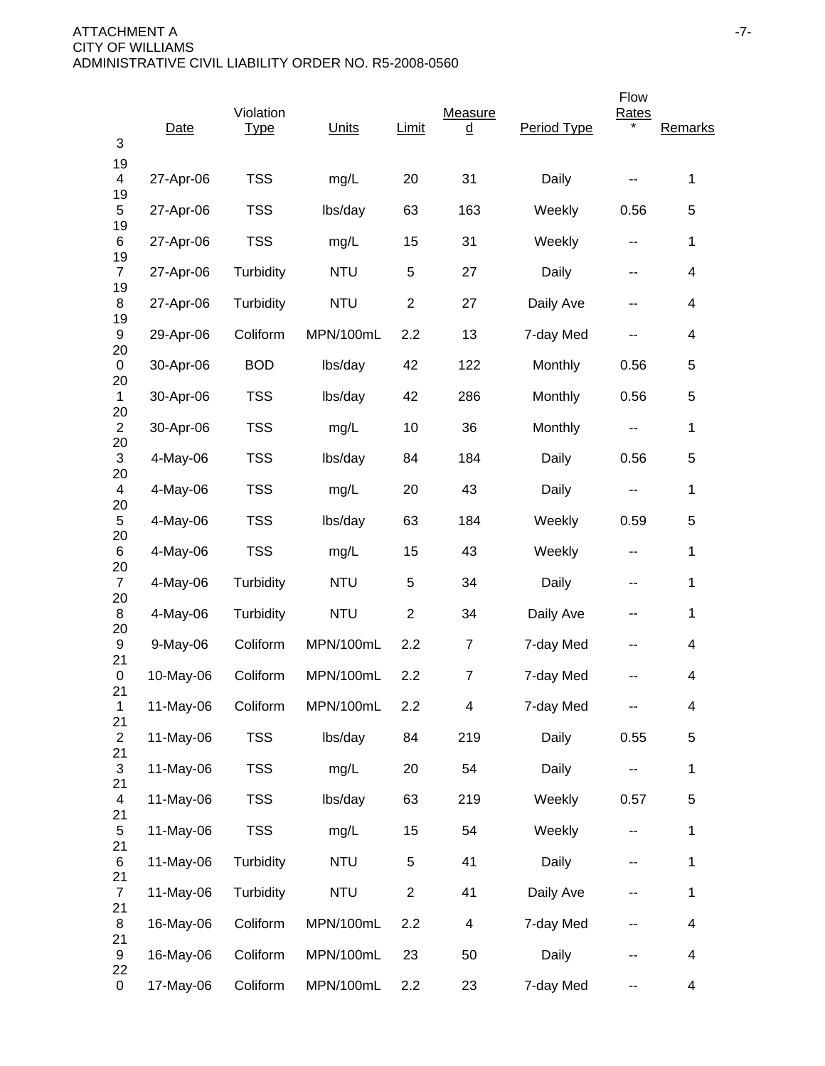| | Date | Violation Type | Units | Limit | Measured | Period Type | Flow Rates * | Remarks |
|---|---|---|---|---|---|---|---|---|
| 194 | 27-Apr-06 | TSS | mg/L | 20 | 31 | Daily | -- | 1 |
| 195 | 27-Apr-06 | TSS | lbs/day | 63 | 163 | Weekly | 0.56 | 5 |
| 196 | 27-Apr-06 | TSS | mg/L | 15 | 31 | Weekly | -- | 1 |
| 197 | 27-Apr-06 | Turbidity | NTU | 5 | 27 | Daily | -- | 4 |
| 198 | 27-Apr-06 | Turbidity | NTU | 2 | 27 | Daily Ave | -- | 4 |
| 199 | 29-Apr-06 | Coliform | MPN/100mL | 2.2 | 13 | 7-day Med | -- | 4 |
| 200 | 30-Apr-06 | BOD | lbs/day | 42 | 122 | Monthly | 0.56 | 5 |
| 201 | 30-Apr-06 | TSS | lbs/day | 42 | 286 | Monthly | 0.56 | 5 |
| 202 | 30-Apr-06 | TSS | mg/L | 10 | 36 | Monthly | -- | 1 |
| 203 | 4-May-06 | TSS | lbs/day | 84 | 184 | Daily | 0.56 | 5 |
| 204 | 4-May-06 | TSS | mg/L | 20 | 43 | Daily | -- | 1 |
| 205 | 4-May-06 | TSS | lbs/day | 63 | 184 | Weekly | 0.59 | 5 |
| 206 | 4-May-06 | TSS | mg/L | 15 | 43 | Weekly | -- | 1 |
| 207 | 4-May-06 | Turbidity | NTU | 5 | 34 | Daily | -- | 1 |
| 208 | 4-May-06 | Turbidity | NTU | 2 | 34 | Daily Ave | -- | 1 |
| 209 | 9-May-06 | Coliform | MPN/100mL | 2.2 | 7 | 7-day Med | -- | 4 |
| 210 | 10-May-06 | Coliform | MPN/100mL | 2.2 | 7 | 7-day Med | -- | 4 |
| 211 | 11-May-06 | Coliform | MPN/100mL | 2.2 | 4 | 7-day Med | -- | 4 |
| 212 | 11-May-06 | TSS | lbs/day | 84 | 219 | Daily | 0.55 | 5 |
| 213 | 11-May-06 | TSS | mg/L | 20 | 54 | Daily | -- | 1 |
| 214 | 11-May-06 | TSS | lbs/day | 63 | 219 | Weekly | 0.57 | 5 |
| 215 | 11-May-06 | TSS | mg/L | 15 | 54 | Weekly | -- | 1 |
| 216 | 11-May-06 | Turbidity | NTU | 5 | 41 | Daily | -- | 1 |
| 217 | 11-May-06 | Turbidity | NTU | 2 | 41 | Daily Ave | -- | 1 |
| 218 | 16-May-06 | Coliform | MPN/100mL | 2.2 | 4 | 7-day Med | -- | 4 |
| 219 | 16-May-06 | Coliform | MPN/100mL | 23 | 50 | Daily | -- | 4 |
| 220 | 17-May-06 | Coliform | MPN/100mL | 2.2 | 23 | 7-day Med | -- | 4 |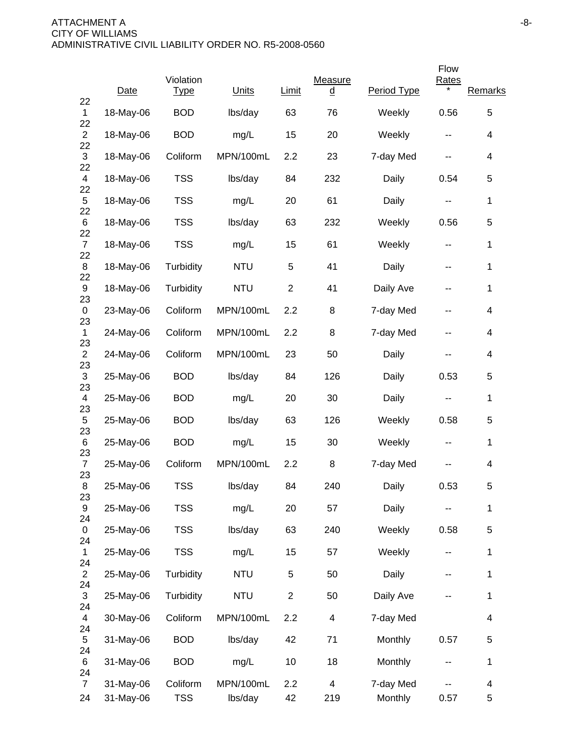ATTACHMENT A
CITY OF WILLIAMS
ADMINISTRATIVE CIVIL LIABILITY ORDER NO. R5-2008-0560

| | Date | Violation Type | Units | Limit | Measured | Period Type | Flow Rates * | Remarks |
|---|---|---|---|---|---|---|---|---|
| 221 | 18-May-06 | BOD | lbs/day | 63 | 76 | Weekly | 0.56 | 5 |
| 222 | 18-May-06 | BOD | mg/L | 15 | 20 | Weekly | -- | 4 |
| 223 | 18-May-06 | Coliform | MPN/100mL | 2.2 | 23 | 7-day Med | -- | 4 |
| 224 | 18-May-06 | TSS | lbs/day | 84 | 232 | Daily | 0.54 | 5 |
| 225 | 18-May-06 | TSS | mg/L | 20 | 61 | Daily | -- | 1 |
| 226 | 18-May-06 | TSS | lbs/day | 63 | 232 | Weekly | 0.56 | 5 |
| 227 | 18-May-06 | TSS | mg/L | 15 | 61 | Weekly | -- | 1 |
| 228 | 18-May-06 | Turbidity | NTU | 5 | 41 | Daily | -- | 1 |
| 229 | 18-May-06 | Turbidity | NTU | 2 | 41 | Daily Ave | -- | 1 |
| 230 | 23-May-06 | Coliform | MPN/100mL | 2.2 | 8 | 7-day Med | -- | 4 |
| 231 | 24-May-06 | Coliform | MPN/100mL | 2.2 | 8 | 7-day Med | -- | 4 |
| 232 | 24-May-06 | Coliform | MPN/100mL | 23 | 50 | Daily | -- | 4 |
| 233 | 25-May-06 | BOD | lbs/day | 84 | 126 | Daily | 0.53 | 5 |
| 234 | 25-May-06 | BOD | mg/L | 20 | 30 | Daily | -- | 1 |
| 235 | 25-May-06 | BOD | lbs/day | 63 | 126 | Weekly | 0.58 | 5 |
| 236 | 25-May-06 | BOD | mg/L | 15 | 30 | Weekly | -- | 1 |
| 237 | 25-May-06 | Coliform | MPN/100mL | 2.2 | 8 | 7-day Med | -- | 4 |
| 238 | 25-May-06 | TSS | lbs/day | 84 | 240 | Daily | 0.53 | 5 |
| 239 | 25-May-06 | TSS | mg/L | 20 | 57 | Daily | -- | 1 |
| 240 | 25-May-06 | TSS | lbs/day | 63 | 240 | Weekly | 0.58 | 5 |
| 241 | 25-May-06 | TSS | mg/L | 15 | 57 | Weekly | -- | 1 |
| 242 | 25-May-06 | Turbidity | NTU | 5 | 50 | Daily | -- | 1 |
| 243 | 25-May-06 | Turbidity | NTU | 2 | 50 | Daily Ave | -- | 1 |
| 244 | 30-May-06 | Coliform | MPN/100mL | 2.2 | 4 | 7-day Med | | 4 |
| 245 | 31-May-06 | BOD | lbs/day | 42 | 71 | Monthly | 0.57 | 5 |
| 246 | 31-May-06 | BOD | mg/L | 10 | 18 | Monthly | -- | 1 |
| 247 | 31-May-06 | Coliform | MPN/100mL | 2.2 | 4 | 7-day Med | -- | 4 |
| 24 | 31-May-06 | TSS | lbs/day | 42 | 219 | Monthly | 0.57 | 5 |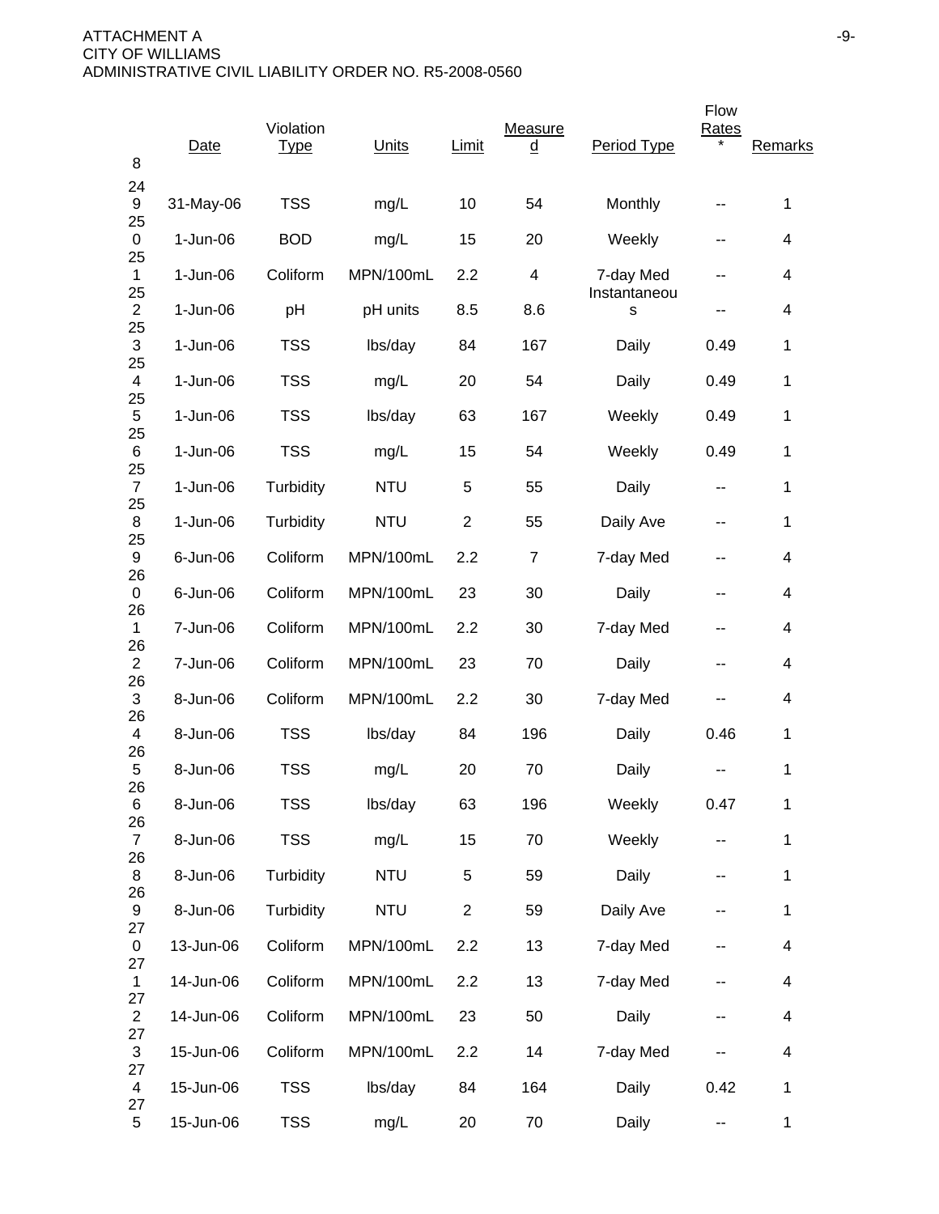| | Date | Violation Type | Units | Limit | Measured | Period Type | Flow Rates * | Remarks |
|---|---|---|---|---|---|---|---|---|
| 248 | | | | | | | | |
| 249 | 31-May-06 | TSS | mg/L | 10 | 54 | Monthly | -- | 1 |
| 250 | 1-Jun-06 | BOD | mg/L | 15 | 20 | Weekly | -- | 4 |
| 251 | 1-Jun-06 | Coliform | MPN/100mL | 2.2 | 4 | 7-day Med | -- | 4 |
| 252 | 1-Jun-06 | pH | pH units | 8.5 | 8.6 | Instantaneous | -- | 4 |
| 253 | 1-Jun-06 | TSS | lbs/day | 84 | 167 | Daily | 0.49 | 1 |
| 254 | 1-Jun-06 | TSS | mg/L | 20 | 54 | Daily | 0.49 | 1 |
| 255 | 1-Jun-06 | TSS | lbs/day | 63 | 167 | Weekly | 0.49 | 1 |
| 256 | 1-Jun-06 | TSS | mg/L | 15 | 54 | Weekly | 0.49 | 1 |
| 257 | 1-Jun-06 | Turbidity | NTU | 5 | 55 | Daily | -- | 1 |
| 258 | 1-Jun-06 | Turbidity | NTU | 2 | 55 | Daily Ave | -- | 1 |
| 259 | 6-Jun-06 | Coliform | MPN/100mL | 2.2 | 7 | 7-day Med | -- | 4 |
| 260 | 6-Jun-06 | Coliform | MPN/100mL | 23 | 30 | Daily | -- | 4 |
| 261 | 7-Jun-06 | Coliform | MPN/100mL | 2.2 | 30 | 7-day Med | -- | 4 |
| 262 | 7-Jun-06 | Coliform | MPN/100mL | 23 | 70 | Daily | -- | 4 |
| 263 | 8-Jun-06 | Coliform | MPN/100mL | 2.2 | 30 | 7-day Med | -- | 4 |
| 264 | 8-Jun-06 | TSS | lbs/day | 84 | 196 | Daily | 0.46 | 1 |
| 265 | 8-Jun-06 | TSS | mg/L | 20 | 70 | Daily | -- | 1 |
| 266 | 8-Jun-06 | TSS | lbs/day | 63 | 196 | Weekly | 0.47 | 1 |
| 267 | 8-Jun-06 | TSS | mg/L | 15 | 70 | Weekly | -- | 1 |
| 268 | 8-Jun-06 | Turbidity | NTU | 5 | 59 | Daily | -- | 1 |
| 269 | 8-Jun-06 | Turbidity | NTU | 2 | 59 | Daily Ave | -- | 1 |
| 270 | 13-Jun-06 | Coliform | MPN/100mL | 2.2 | 13 | 7-day Med | -- | 4 |
| 271 | 14-Jun-06 | Coliform | MPN/100mL | 2.2 | 13 | 7-day Med | -- | 4 |
| 272 | 14-Jun-06 | Coliform | MPN/100mL | 23 | 50 | Daily | -- | 4 |
| 273 | 15-Jun-06 | Coliform | MPN/100mL | 2.2 | 14 | 7-day Med | -- | 4 |
| 274 | 15-Jun-06 | TSS | lbs/day | 84 | 164 | Daily | 0.42 | 1 |
| 275 | 15-Jun-06 | TSS | mg/L | 20 | 70 | Daily | -- | 1 |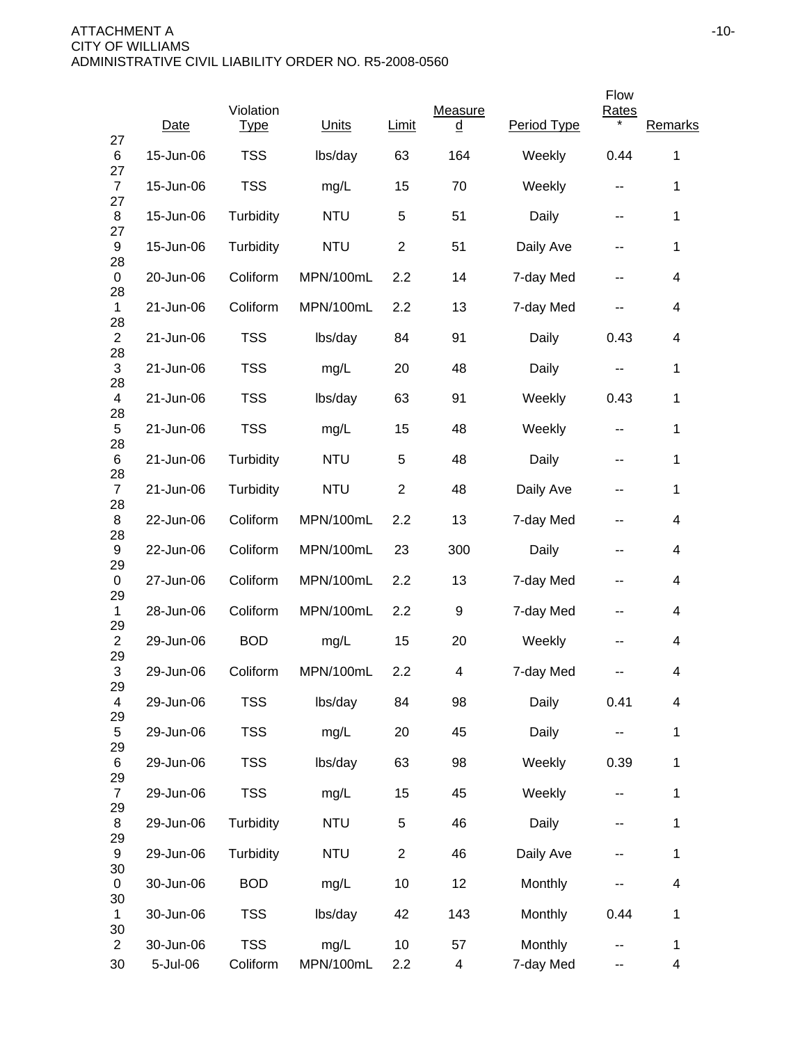| | Date | Violation Type | Units | Limit | Measured | Period Type | Flow Rates * | Remarks |
|---|---|---|---|---|---|---|---|---|
| 276 | 15-Jun-06 | TSS | lbs/day | 63 | 164 | Weekly | 0.44 | 1 |
| 277 | 15-Jun-06 | TSS | mg/L | 15 | 70 | Weekly | -- | 1 |
| 278 | 15-Jun-06 | Turbidity | NTU | 5 | 51 | Daily | -- | 1 |
| 279 | 15-Jun-06 | Turbidity | NTU | 2 | 51 | Daily Ave | -- | 1 |
| 280 | 20-Jun-06 | Coliform | MPN/100mL | 2.2 | 14 | 7-day Med | -- | 4 |
| 281 | 21-Jun-06 | Coliform | MPN/100mL | 2.2 | 13 | 7-day Med | -- | 4 |
| 282 | 21-Jun-06 | TSS | lbs/day | 84 | 91 | Daily | 0.43 | 4 |
| 283 | 21-Jun-06 | TSS | mg/L | 20 | 48 | Daily | -- | 1 |
| 284 | 21-Jun-06 | TSS | lbs/day | 63 | 91 | Weekly | 0.43 | 1 |
| 285 | 21-Jun-06 | TSS | mg/L | 15 | 48 | Weekly | -- | 1 |
| 286 | 21-Jun-06 | Turbidity | NTU | 5 | 48 | Daily | -- | 1 |
| 287 | 21-Jun-06 | Turbidity | NTU | 2 | 48 | Daily Ave | -- | 1 |
| 288 | 22-Jun-06 | Coliform | MPN/100mL | 2.2 | 13 | 7-day Med | -- | 4 |
| 289 | 22-Jun-06 | Coliform | MPN/100mL | 23 | 300 | Daily | -- | 4 |
| 290 | 27-Jun-06 | Coliform | MPN/100mL | 2.2 | 13 | 7-day Med | -- | 4 |
| 291 | 28-Jun-06 | Coliform | MPN/100mL | 2.2 | 9 | 7-day Med | -- | 4 |
| 292 | 29-Jun-06 | BOD | mg/L | 15 | 20 | Weekly | -- | 4 |
| 293 | 29-Jun-06 | Coliform | MPN/100mL | 2.2 | 4 | 7-day Med | -- | 4 |
| 294 | 29-Jun-06 | TSS | lbs/day | 84 | 98 | Daily | 0.41 | 4 |
| 295 | 29-Jun-06 | TSS | mg/L | 20 | 45 | Daily | -- | 1 |
| 296 | 29-Jun-06 | TSS | lbs/day | 63 | 98 | Weekly | 0.39 | 1 |
| 297 | 29-Jun-06 | TSS | mg/L | 15 | 45 | Weekly | -- | 1 |
| 298 | 29-Jun-06 | Turbidity | NTU | 5 | 46 | Daily | -- | 1 |
| 299 | 29-Jun-06 | Turbidity | NTU | 2 | 46 | Daily Ave | -- | 1 |
| 300 | 30-Jun-06 | BOD | mg/L | 10 | 12 | Monthly | -- | 4 |
| 301 | 30-Jun-06 | TSS | lbs/day | 42 | 143 | Monthly | 0.44 | 1 |
| 302 | 30-Jun-06 | TSS | mg/L | 10 | 57 | Monthly | -- | 1 |
| 30 | 5-Jul-06 | Coliform | MPN/100mL | 2.2 | 4 | 7-day Med | -- | 4 |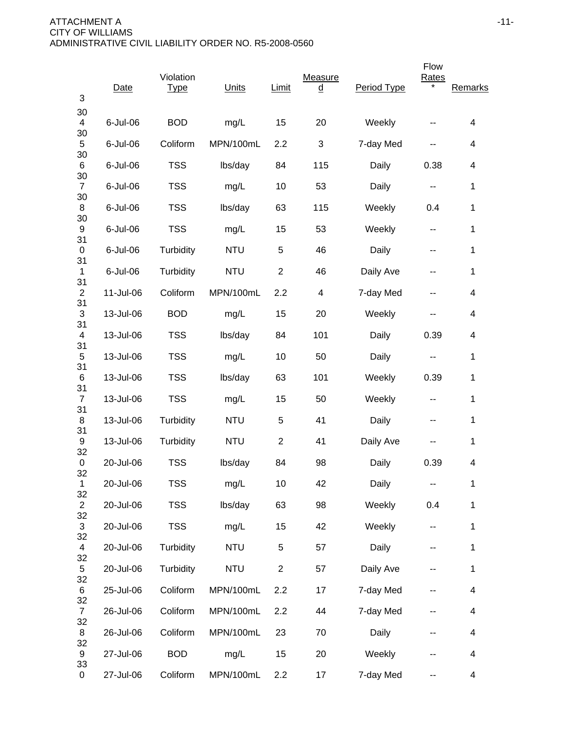| | Date | Violation Type | Units | Limit | Measured | Period Type | Flow Rates * | Remarks |
|---|---|---|---|---|---|---|---|---|
| 303 | | | | | | | | |
| 304 | 6-Jul-06 | BOD | mg/L | 15 | 20 | Weekly | -- | 4 |
| 305 | 6-Jul-06 | Coliform | MPN/100mL | 2.2 | 3 | 7-day Med | -- | 4 |
| 306 | 6-Jul-06 | TSS | lbs/day | 84 | 115 | Daily | 0.38 | 4 |
| 307 | 6-Jul-06 | TSS | mg/L | 10 | 53 | Daily | -- | 1 |
| 308 | 6-Jul-06 | TSS | lbs/day | 63 | 115 | Weekly | 0.4 | 1 |
| 309 | 6-Jul-06 | TSS | mg/L | 15 | 53 | Weekly | -- | 1 |
| 310 | 6-Jul-06 | Turbidity | NTU | 5 | 46 | Daily | -- | 1 |
| 311 | 6-Jul-06 | Turbidity | NTU | 2 | 46 | Daily Ave | -- | 1 |
| 312 | 11-Jul-06 | Coliform | MPN/100mL | 2.2 | 4 | 7-day Med | -- | 4 |
| 313 | 13-Jul-06 | BOD | mg/L | 15 | 20 | Weekly | -- | 4 |
| 314 | 13-Jul-06 | TSS | lbs/day | 84 | 101 | Daily | 0.39 | 4 |
| 315 | 13-Jul-06 | TSS | mg/L | 10 | 50 | Daily | -- | 1 |
| 316 | 13-Jul-06 | TSS | lbs/day | 63 | 101 | Weekly | 0.39 | 1 |
| 317 | 13-Jul-06 | TSS | mg/L | 15 | 50 | Weekly | -- | 1 |
| 318 | 13-Jul-06 | Turbidity | NTU | 5 | 41 | Daily | -- | 1 |
| 319 | 13-Jul-06 | Turbidity | NTU | 2 | 41 | Daily Ave | -- | 1 |
| 320 | 20-Jul-06 | TSS | lbs/day | 84 | 98 | Daily | 0.39 | 4 |
| 321 | 20-Jul-06 | TSS | mg/L | 10 | 42 | Daily | -- | 1 |
| 322 | 20-Jul-06 | TSS | lbs/day | 63 | 98 | Weekly | 0.4 | 1 |
| 323 | 20-Jul-06 | TSS | mg/L | 15 | 42 | Weekly | -- | 1 |
| 324 | 20-Jul-06 | Turbidity | NTU | 5 | 57 | Daily | -- | 1 |
| 325 | 20-Jul-06 | Turbidity | NTU | 2 | 57 | Daily Ave | -- | 1 |
| 326 | 25-Jul-06 | Coliform | MPN/100mL | 2.2 | 17 | 7-day Med | -- | 4 |
| 327 | 26-Jul-06 | Coliform | MPN/100mL | 2.2 | 44 | 7-day Med | -- | 4 |
| 328 | 26-Jul-06 | Coliform | MPN/100mL | 23 | 70 | Daily | -- | 4 |
| 329 | 27-Jul-06 | BOD | mg/L | 15 | 20 | Weekly | -- | 4 |
| 330 | 27-Jul-06 | Coliform | MPN/100mL | 2.2 | 17 | 7-day Med | -- | 4 |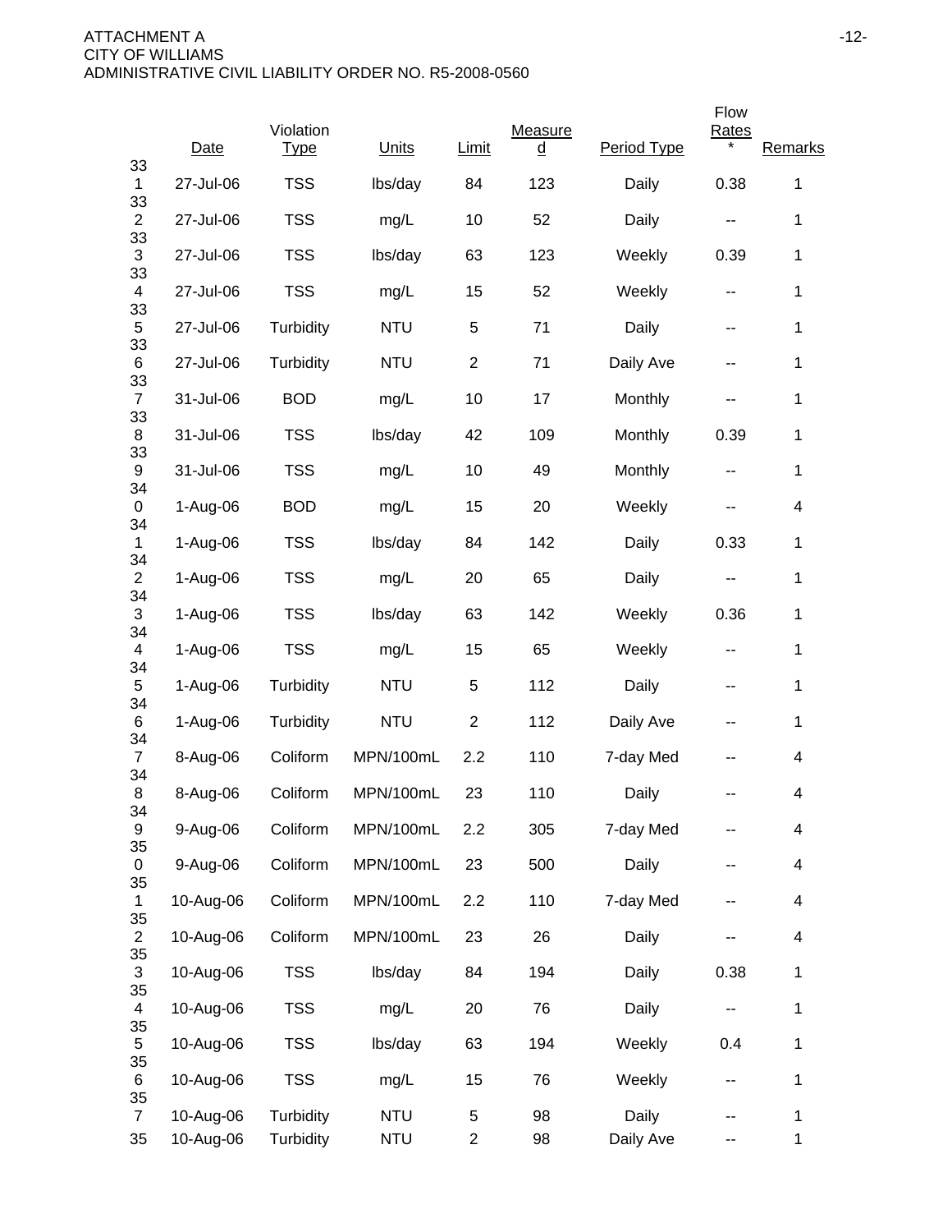ATTACHMENT A
CITY OF WILLIAMS
ADMINISTRATIVE CIVIL LIABILITY ORDER NO. R5-2008-0560

| | Date | Violation Type | Units | Limit | Measured | Period Type | Flow Rates * | Remarks |
|---|---|---|---|---|---|---|---|---|
| 331 | 27-Jul-06 | TSS | lbs/day | 84 | 123 | Daily | 0.38 | 1 |
| 332 | 27-Jul-06 | TSS | mg/L | 10 | 52 | Daily | -- | 1 |
| 333 | 27-Jul-06 | TSS | lbs/day | 63 | 123 | Weekly | 0.39 | 1 |
| 334 | 27-Jul-06 | TSS | mg/L | 15 | 52 | Weekly | -- | 1 |
| 335 | 27-Jul-06 | Turbidity | NTU | 5 | 71 | Daily | -- | 1 |
| 336 | 27-Jul-06 | Turbidity | NTU | 2 | 71 | Daily Ave | -- | 1 |
| 337 | 31-Jul-06 | BOD | mg/L | 10 | 17 | Monthly | -- | 1 |
| 338 | 31-Jul-06 | TSS | lbs/day | 42 | 109 | Monthly | 0.39 | 1 |
| 339 | 31-Jul-06 | TSS | mg/L | 10 | 49 | Monthly | -- | 1 |
| 340 | 1-Aug-06 | BOD | mg/L | 15 | 20 | Weekly | -- | 4 |
| 341 | 1-Aug-06 | TSS | lbs/day | 84 | 142 | Daily | 0.33 | 1 |
| 342 | 1-Aug-06 | TSS | mg/L | 20 | 65 | Daily | -- | 1 |
| 343 | 1-Aug-06 | TSS | lbs/day | 63 | 142 | Weekly | 0.36 | 1 |
| 344 | 1-Aug-06 | TSS | mg/L | 15 | 65 | Weekly | -- | 1 |
| 345 | 1-Aug-06 | Turbidity | NTU | 5 | 112 | Daily | -- | 1 |
| 346 | 1-Aug-06 | Turbidity | NTU | 2 | 112 | Daily Ave | -- | 1 |
| 347 | 8-Aug-06 | Coliform | MPN/100mL | 2.2 | 110 | 7-day Med | -- | 4 |
| 348 | 8-Aug-06 | Coliform | MPN/100mL | 23 | 110 | Daily | -- | 4 |
| 349 | 9-Aug-06 | Coliform | MPN/100mL | 2.2 | 305 | 7-day Med | -- | 4 |
| 350 | 9-Aug-06 | Coliform | MPN/100mL | 23 | 500 | Daily | -- | 4 |
| 351 | 10-Aug-06 | Coliform | MPN/100mL | 2.2 | 110 | 7-day Med | -- | 4 |
| 352 | 10-Aug-06 | Coliform | MPN/100mL | 23 | 26 | Daily | -- | 4 |
| 353 | 10-Aug-06 | TSS | lbs/day | 84 | 194 | Daily | 0.38 | 1 |
| 354 | 10-Aug-06 | TSS | mg/L | 20 | 76 | Daily | -- | 1 |
| 355 | 10-Aug-06 | TSS | lbs/day | 63 | 194 | Weekly | 0.4 | 1 |
| 356 | 10-Aug-06 | TSS | mg/L | 15 | 76 | Weekly | -- | 1 |
| 357 | 10-Aug-06 | Turbidity | NTU | 5 | 98 | Daily | -- | 1 |
| 35 | 10-Aug-06 | Turbidity | NTU | 2 | 98 | Daily Ave | -- | 1 |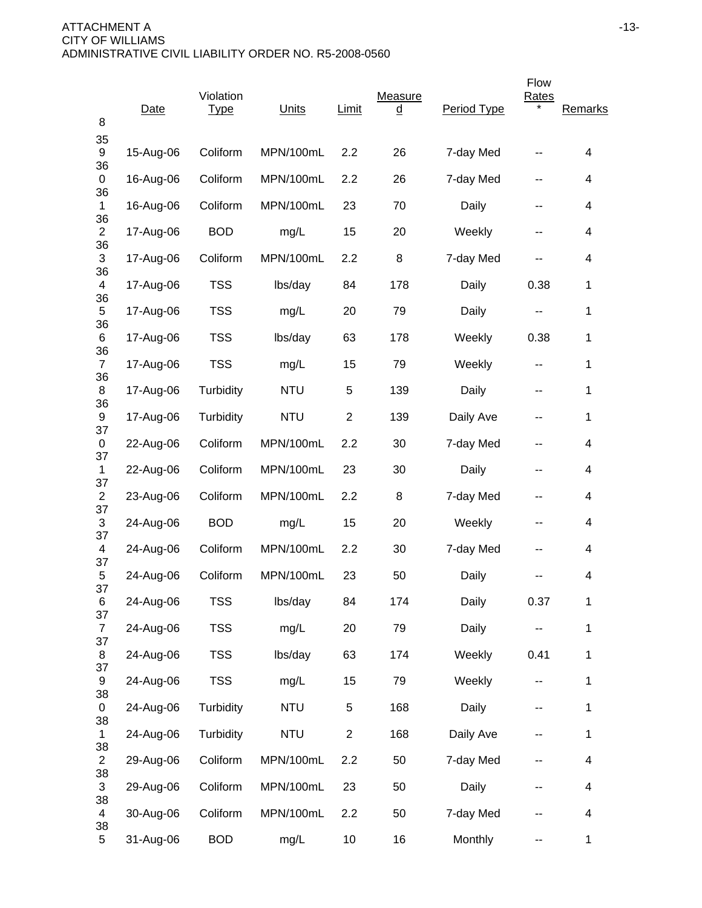ATTACHMENT A
CITY OF WILLIAMS
ADMINISTRATIVE CIVIL LIABILITY ORDER NO. R5-2008-0560

| | Date | Violation Type | Units | Limit | Measured | Period Type | Flow Rates * | Remarks |
|---|---|---|---|---|---|---|---|---|
| 8 | | | | | | | | |
| 359 | 15-Aug-06 | Coliform | MPN/100mL | 2.2 | 26 | 7-day Med | -- | 4 |
| 360 | 16-Aug-06 | Coliform | MPN/100mL | 2.2 | 26 | 7-day Med | -- | 4 |
| 361 | 16-Aug-06 | Coliform | MPN/100mL | 23 | 70 | Daily | -- | 4 |
| 362 | 17-Aug-06 | BOD | mg/L | 15 | 20 | Weekly | -- | 4 |
| 363 | 17-Aug-06 | Coliform | MPN/100mL | 2.2 | 8 | 7-day Med | -- | 4 |
| 364 | 17-Aug-06 | TSS | lbs/day | 84 | 178 | Daily | 0.38 | 1 |
| 365 | 17-Aug-06 | TSS | mg/L | 20 | 79 | Daily | -- | 1 |
| 366 | 17-Aug-06 | TSS | lbs/day | 63 | 178 | Weekly | 0.38 | 1 |
| 367 | 17-Aug-06 | TSS | mg/L | 15 | 79 | Weekly | -- | 1 |
| 368 | 17-Aug-06 | Turbidity | NTU | 5 | 139 | Daily | -- | 1 |
| 369 | 17-Aug-06 | Turbidity | NTU | 2 | 139 | Daily Ave | -- | 1 |
| 370 | 22-Aug-06 | Coliform | MPN/100mL | 2.2 | 30 | 7-day Med | -- | 4 |
| 371 | 22-Aug-06 | Coliform | MPN/100mL | 23 | 30 | Daily | -- | 4 |
| 372 | 23-Aug-06 | Coliform | MPN/100mL | 2.2 | 8 | 7-day Med | -- | 4 |
| 373 | 24-Aug-06 | BOD | mg/L | 15 | 20 | Weekly | -- | 4 |
| 374 | 24-Aug-06 | Coliform | MPN/100mL | 2.2 | 30 | 7-day Med | -- | 4 |
| 375 | 24-Aug-06 | Coliform | MPN/100mL | 23 | 50 | Daily | -- | 4 |
| 376 | 24-Aug-06 | TSS | lbs/day | 84 | 174 | Daily | 0.37 | 1 |
| 377 | 24-Aug-06 | TSS | mg/L | 20 | 79 | Daily | -- | 1 |
| 378 | 24-Aug-06 | TSS | lbs/day | 63 | 174 | Weekly | 0.41 | 1 |
| 379 | 24-Aug-06 | TSS | mg/L | 15 | 79 | Weekly | -- | 1 |
| 380 | 24-Aug-06 | Turbidity | NTU | 5 | 168 | Daily | -- | 1 |
| 381 | 24-Aug-06 | Turbidity | NTU | 2 | 168 | Daily Ave | -- | 1 |
| 382 | 29-Aug-06 | Coliform | MPN/100mL | 2.2 | 50 | 7-day Med | -- | 4 |
| 383 | 29-Aug-06 | Coliform | MPN/100mL | 23 | 50 | Daily | -- | 4 |
| 384 | 30-Aug-06 | Coliform | MPN/100mL | 2.2 | 50 | 7-day Med | -- | 4 |
| 385 | 31-Aug-06 | BOD | mg/L | 10 | 16 | Monthly | -- | 1 |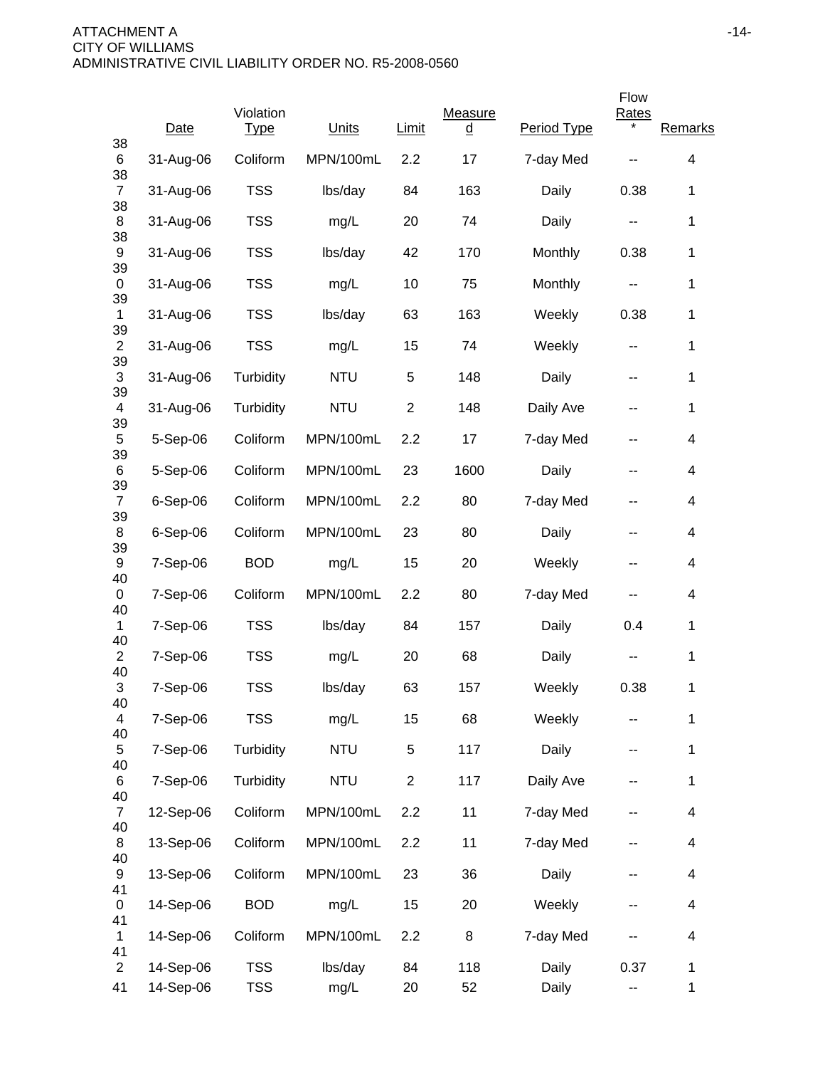|  | Date | Violation Type | Units | Limit | Measured | Period Type | Flow Rates * | Remarks |
|---|---|---|---|---|---|---|---|---|
| 386 | 31-Aug-06 | Coliform | MPN/100mL | 2.2 | 17 | 7-day Med | -- | 4 |
| 387 | 31-Aug-06 | TSS | lbs/day | 84 | 163 | Daily | 0.38 | 1 |
| 388 | 31-Aug-06 | TSS | mg/L | 20 | 74 | Daily | -- | 1 |
| 389 | 31-Aug-06 | TSS | lbs/day | 42 | 170 | Monthly | 0.38 | 1 |
| 390 | 31-Aug-06 | TSS | mg/L | 10 | 75 | Monthly | -- | 1 |
| 391 | 31-Aug-06 | TSS | lbs/day | 63 | 163 | Weekly | 0.38 | 1 |
| 392 | 31-Aug-06 | TSS | mg/L | 15 | 74 | Weekly | -- | 1 |
| 393 | 31-Aug-06 | Turbidity | NTU | 5 | 148 | Daily | -- | 1 |
| 394 | 31-Aug-06 | Turbidity | NTU | 2 | 148 | Daily Ave | -- | 1 |
| 395 | 5-Sep-06 | Coliform | MPN/100mL | 2.2 | 17 | 7-day Med | -- | 4 |
| 396 | 5-Sep-06 | Coliform | MPN/100mL | 23 | 1600 | Daily | -- | 4 |
| 397 | 6-Sep-06 | Coliform | MPN/100mL | 2.2 | 80 | 7-day Med | -- | 4 |
| 398 | 6-Sep-06 | Coliform | MPN/100mL | 23 | 80 | Daily | -- | 4 |
| 399 | 7-Sep-06 | BOD | mg/L | 15 | 20 | Weekly | -- | 4 |
| 400 | 7-Sep-06 | Coliform | MPN/100mL | 2.2 | 80 | 7-day Med | -- | 4 |
| 401 | 7-Sep-06 | TSS | lbs/day | 84 | 157 | Daily | 0.4 | 1 |
| 402 | 7-Sep-06 | TSS | mg/L | 20 | 68 | Daily | -- | 1 |
| 403 | 7-Sep-06 | TSS | lbs/day | 63 | 157 | Weekly | 0.38 | 1 |
| 404 | 7-Sep-06 | TSS | mg/L | 15 | 68 | Weekly | -- | 1 |
| 405 | 7-Sep-06 | Turbidity | NTU | 5 | 117 | Daily | -- | 1 |
| 406 | 7-Sep-06 | Turbidity | NTU | 2 | 117 | Daily Ave | -- | 1 |
| 407 | 12-Sep-06 | Coliform | MPN/100mL | 2.2 | 11 | 7-day Med | -- | 4 |
| 408 | 13-Sep-06 | Coliform | MPN/100mL | 2.2 | 11 | 7-day Med | -- | 4 |
| 409 | 13-Sep-06 | Coliform | MPN/100mL | 23 | 36 | Daily | -- | 4 |
| 410 | 14-Sep-06 | BOD | mg/L | 15 | 20 | Weekly | -- | 4 |
| 411 | 14-Sep-06 | Coliform | MPN/100mL | 2.2 | 8 | 7-day Med | -- | 4 |
| 412 | 14-Sep-06 | TSS | lbs/day | 84 | 118 | Daily | 0.37 | 1 |
| 41 | 14-Sep-06 | TSS | mg/L | 20 | 52 | Daily | -- | 1 |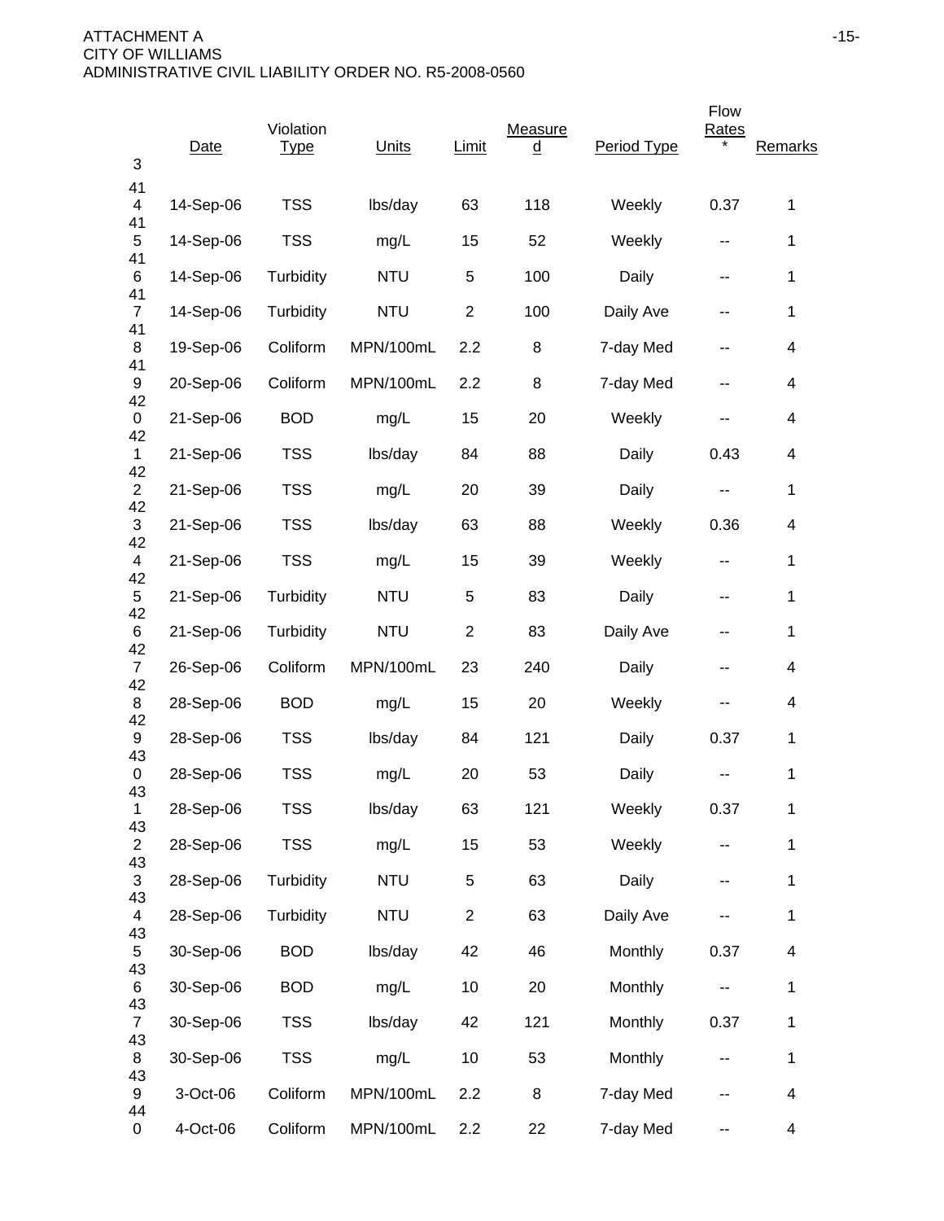| | Date | Violation Type | Units | Limit | Measured | Period Type | Flow Rates * | Remarks |
|---|---|---|---|---|---|---|---|---|
| 414 | 14-Sep-06 | TSS | lbs/day | 63 | 118 | Weekly | 0.37 | 1 |
| 415 | 14-Sep-06 | TSS | mg/L | 15 | 52 | Weekly | -- | 1 |
| 416 | 14-Sep-06 | Turbidity | NTU | 5 | 100 | Daily | -- | 1 |
| 417 | 14-Sep-06 | Turbidity | NTU | 2 | 100 | Daily Ave | -- | 1 |
| 418 | 19-Sep-06 | Coliform | MPN/100mL | 2.2 | 8 | 7-day Med | -- | 4 |
| 419 | 20-Sep-06 | Coliform | MPN/100mL | 2.2 | 8 | 7-day Med | -- | 4 |
| 420 | 21-Sep-06 | BOD | mg/L | 15 | 20 | Weekly | -- | 4 |
| 421 | 21-Sep-06 | TSS | lbs/day | 84 | 88 | Daily | 0.43 | 4 |
| 422 | 21-Sep-06 | TSS | mg/L | 20 | 39 | Daily | -- | 1 |
| 423 | 21-Sep-06 | TSS | lbs/day | 63 | 88 | Weekly | 0.36 | 4 |
| 424 | 21-Sep-06 | TSS | mg/L | 15 | 39 | Weekly | -- | 1 |
| 425 | 21-Sep-06 | Turbidity | NTU | 5 | 83 | Daily | -- | 1 |
| 426 | 21-Sep-06 | Turbidity | NTU | 2 | 83 | Daily Ave | -- | 1 |
| 427 | 26-Sep-06 | Coliform | MPN/100mL | 23 | 240 | Daily | -- | 4 |
| 428 | 28-Sep-06 | BOD | mg/L | 15 | 20 | Weekly | -- | 4 |
| 429 | 28-Sep-06 | TSS | lbs/day | 84 | 121 | Daily | 0.37 | 1 |
| 430 | 28-Sep-06 | TSS | mg/L | 20 | 53 | Daily | -- | 1 |
| 431 | 28-Sep-06 | TSS | lbs/day | 63 | 121 | Weekly | 0.37 | 1 |
| 432 | 28-Sep-06 | TSS | mg/L | 15 | 53 | Weekly | -- | 1 |
| 433 | 28-Sep-06 | Turbidity | NTU | 5 | 63 | Daily | -- | 1 |
| 434 | 28-Sep-06 | Turbidity | NTU | 2 | 63 | Daily Ave | -- | 1 |
| 435 | 30-Sep-06 | BOD | lbs/day | 42 | 46 | Monthly | 0.37 | 4 |
| 436 | 30-Sep-06 | BOD | mg/L | 10 | 20 | Monthly | -- | 1 |
| 437 | 30-Sep-06 | TSS | lbs/day | 42 | 121 | Monthly | 0.37 | 1 |
| 438 | 30-Sep-06 | TSS | mg/L | 10 | 53 | Monthly | -- | 1 |
| 439 | 3-Oct-06 | Coliform | MPN/100mL | 2.2 | 8 | 7-day Med | -- | 4 |
| 440 | 4-Oct-06 | Coliform | MPN/100mL | 2.2 | 22 | 7-day Med | -- | 4 |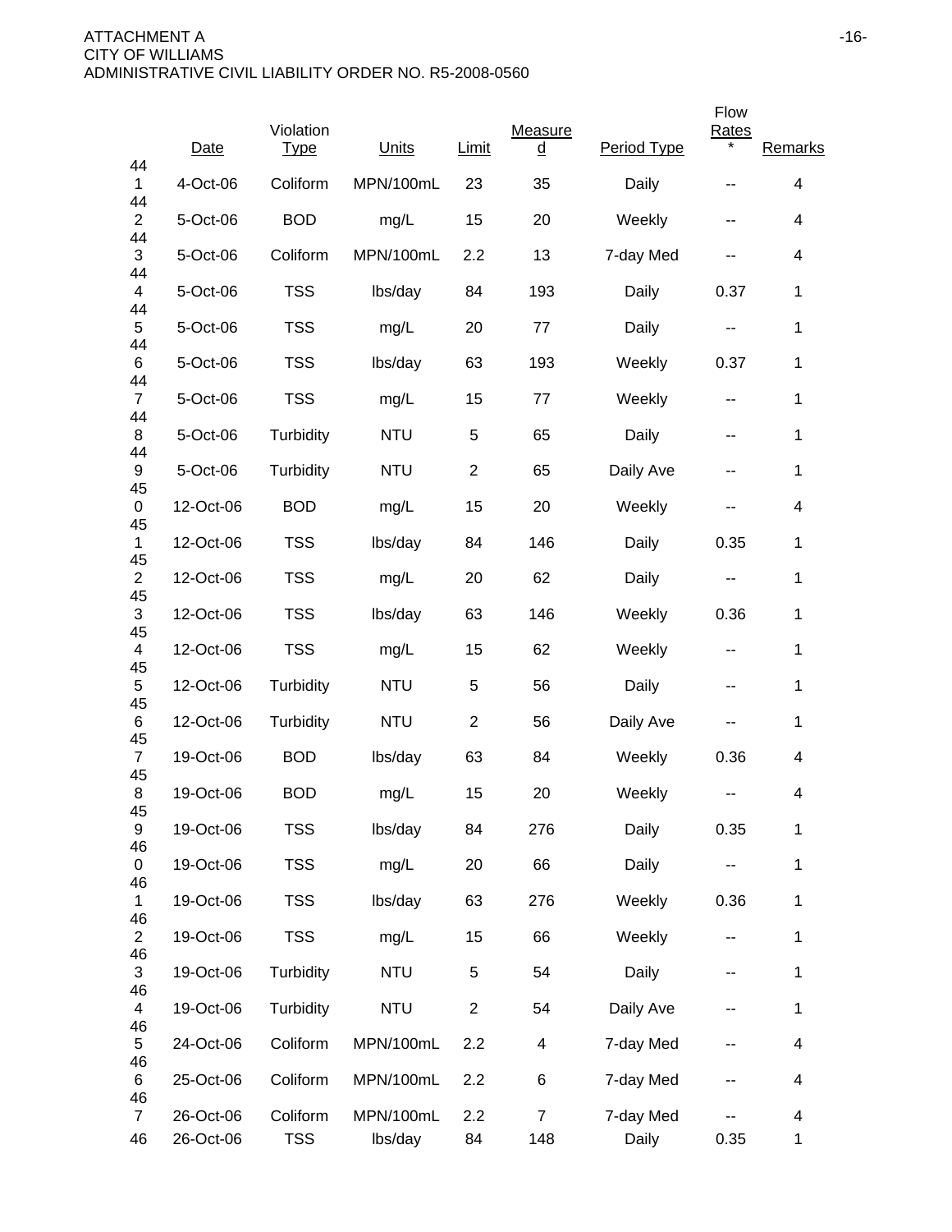| | Date | Violation Type | Units | Limit | Measured | Period Type | Flow Rates * | Remarks |
|---|---|---|---|---|---|---|---|---|
| 441 | 4-Oct-06 | Coliform | MPN/100mL | 23 | 35 | Daily | -- | 4 |
| 442 | 5-Oct-06 | BOD | mg/L | 15 | 20 | Weekly | -- | 4 |
| 443 | 5-Oct-06 | Coliform | MPN/100mL | 2.2 | 13 | 7-day Med | -- | 4 |
| 444 | 5-Oct-06 | TSS | lbs/day | 84 | 193 | Daily | 0.37 | 1 |
| 445 | 5-Oct-06 | TSS | mg/L | 20 | 77 | Daily | -- | 1 |
| 446 | 5-Oct-06 | TSS | lbs/day | 63 | 193 | Weekly | 0.37 | 1 |
| 447 | 5-Oct-06 | TSS | mg/L | 15 | 77 | Weekly | -- | 1 |
| 448 | 5-Oct-06 | Turbidity | NTU | 5 | 65 | Daily | -- | 1 |
| 449 | 5-Oct-06 | Turbidity | NTU | 2 | 65 | Daily Ave | -- | 1 |
| 450 | 12-Oct-06 | BOD | mg/L | 15 | 20 | Weekly | -- | 4 |
| 451 | 12-Oct-06 | TSS | lbs/day | 84 | 146 | Daily | 0.35 | 1 |
| 452 | 12-Oct-06 | TSS | mg/L | 20 | 62 | Daily | -- | 1 |
| 453 | 12-Oct-06 | TSS | lbs/day | 63 | 146 | Weekly | 0.36 | 1 |
| 454 | 12-Oct-06 | TSS | mg/L | 15 | 62 | Weekly | -- | 1 |
| 455 | 12-Oct-06 | Turbidity | NTU | 5 | 56 | Daily | -- | 1 |
| 456 | 12-Oct-06 | Turbidity | NTU | 2 | 56 | Daily Ave | -- | 1 |
| 457 | 19-Oct-06 | BOD | lbs/day | 63 | 84 | Weekly | 0.36 | 4 |
| 458 | 19-Oct-06 | BOD | mg/L | 15 | 20 | Weekly | -- | 4 |
| 459 | 19-Oct-06 | TSS | lbs/day | 84 | 276 | Daily | 0.35 | 1 |
| 460 | 19-Oct-06 | TSS | mg/L | 20 | 66 | Daily | -- | 1 |
| 461 | 19-Oct-06 | TSS | lbs/day | 63 | 276 | Weekly | 0.36 | 1 |
| 462 | 19-Oct-06 | TSS | mg/L | 15 | 66 | Weekly | -- | 1 |
| 463 | 19-Oct-06 | Turbidity | NTU | 5 | 54 | Daily | -- | 1 |
| 464 | 19-Oct-06 | Turbidity | NTU | 2 | 54 | Daily Ave | -- | 1 |
| 465 | 24-Oct-06 | Coliform | MPN/100mL | 2.2 | 4 | 7-day Med | -- | 4 |
| 466 | 25-Oct-06 | Coliform | MPN/100mL | 2.2 | 6 | 7-day Med | -- | 4 |
| 467 | 26-Oct-06 | Coliform | MPN/100mL | 2.2 | 7 | 7-day Med | -- | 4 |
| 46 | 26-Oct-06 | TSS | lbs/day | 84 | 148 | Daily | 0.35 | 1 |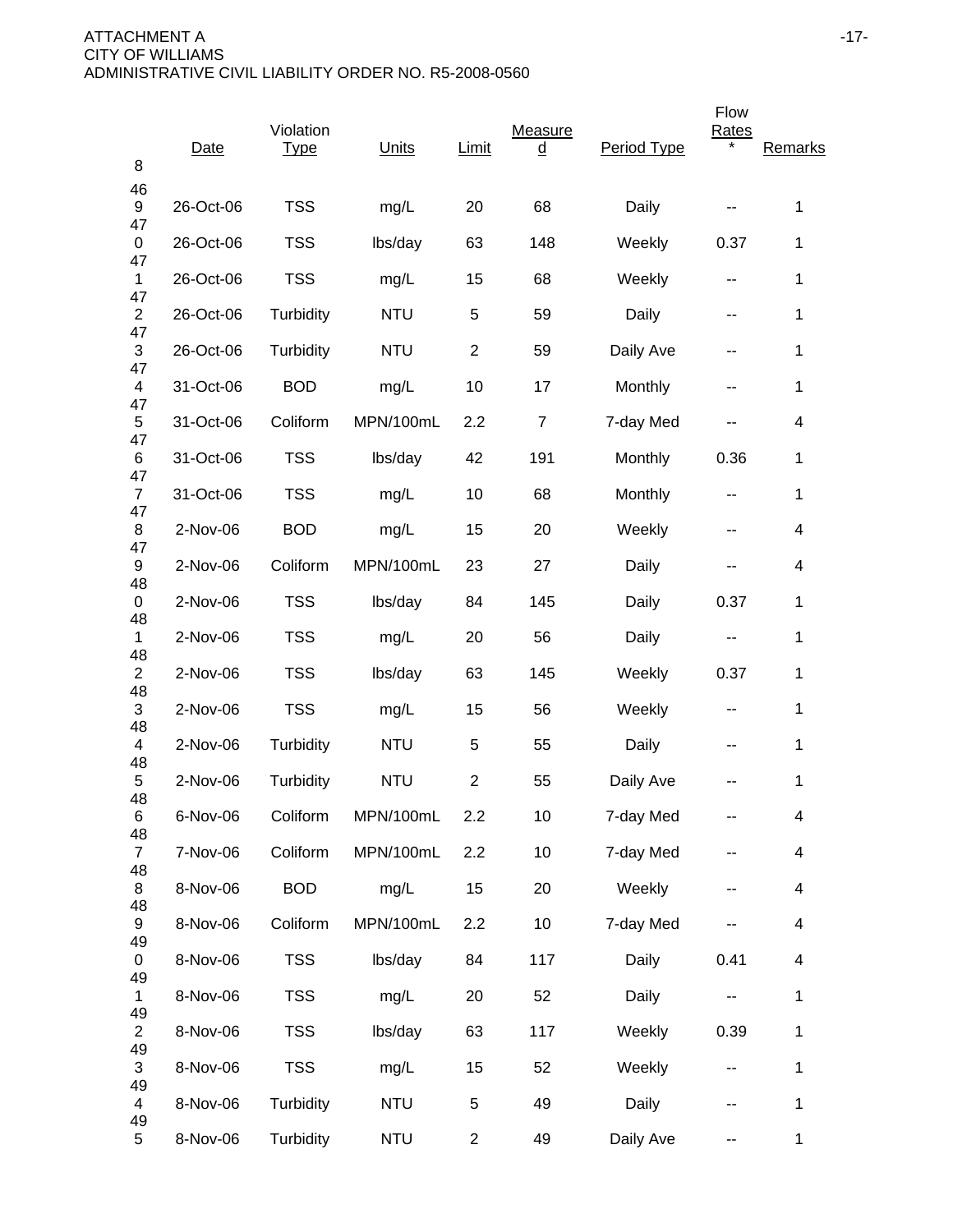| # | Date | Violation Type | Units | Limit | Measured | Period Type | Flow Rates * | Remarks |
|---|---|---|---|---|---|---|---|---|
| 469 | 26-Oct-06 | TSS | mg/L | 20 | 68 | Daily | -- | 1 |
| 470 | 26-Oct-06 | TSS | lbs/day | 63 | 148 | Weekly | 0.37 | 1 |
| 471 | 26-Oct-06 | TSS | mg/L | 15 | 68 | Weekly | -- | 1 |
| 472 | 26-Oct-06 | Turbidity | NTU | 5 | 59 | Daily | -- | 1 |
| 473 | 26-Oct-06 | Turbidity | NTU | 2 | 59 | Daily Ave | -- | 1 |
| 474 | 31-Oct-06 | BOD | mg/L | 10 | 17 | Monthly | -- | 1 |
| 475 | 31-Oct-06 | Coliform | MPN/100mL | 2.2 | 7 | 7-day Med | -- | 4 |
| 476 | 31-Oct-06 | TSS | lbs/day | 42 | 191 | Monthly | 0.36 | 1 |
| 477 | 31-Oct-06 | TSS | mg/L | 10 | 68 | Monthly | -- | 1 |
| 478 | 2-Nov-06 | BOD | mg/L | 15 | 20 | Weekly | -- | 4 |
| 479 | 2-Nov-06 | Coliform | MPN/100mL | 23 | 27 | Daily | -- | 4 |
| 480 | 2-Nov-06 | TSS | lbs/day | 84 | 145 | Daily | 0.37 | 1 |
| 481 | 2-Nov-06 | TSS | mg/L | 20 | 56 | Daily | -- | 1 |
| 482 | 2-Nov-06 | TSS | lbs/day | 63 | 145 | Weekly | 0.37 | 1 |
| 483 | 2-Nov-06 | TSS | mg/L | 15 | 56 | Weekly | -- | 1 |
| 484 | 2-Nov-06 | Turbidity | NTU | 5 | 55 | Daily | -- | 1 |
| 485 | 2-Nov-06 | Turbidity | NTU | 2 | 55 | Daily Ave | -- | 1 |
| 486 | 6-Nov-06 | Coliform | MPN/100mL | 2.2 | 10 | 7-day Med | -- | 4 |
| 487 | 7-Nov-06 | Coliform | MPN/100mL | 2.2 | 10 | 7-day Med | -- | 4 |
| 488 | 8-Nov-06 | BOD | mg/L | 15 | 20 | Weekly | -- | 4 |
| 489 | 8-Nov-06 | Coliform | MPN/100mL | 2.2 | 10 | 7-day Med | -- | 4 |
| 490 | 8-Nov-06 | TSS | lbs/day | 84 | 117 | Daily | 0.41 | 4 |
| 491 | 8-Nov-06 | TSS | mg/L | 20 | 52 | Daily | -- | 1 |
| 492 | 8-Nov-06 | TSS | lbs/day | 63 | 117 | Weekly | 0.39 | 1 |
| 493 | 8-Nov-06 | TSS | mg/L | 15 | 52 | Weekly | -- | 1 |
| 494 | 8-Nov-06 | Turbidity | NTU | 5 | 49 | Daily | -- | 1 |
| 495 | 8-Nov-06 | Turbidity | NTU | 2 | 49 | Daily Ave | -- | 1 |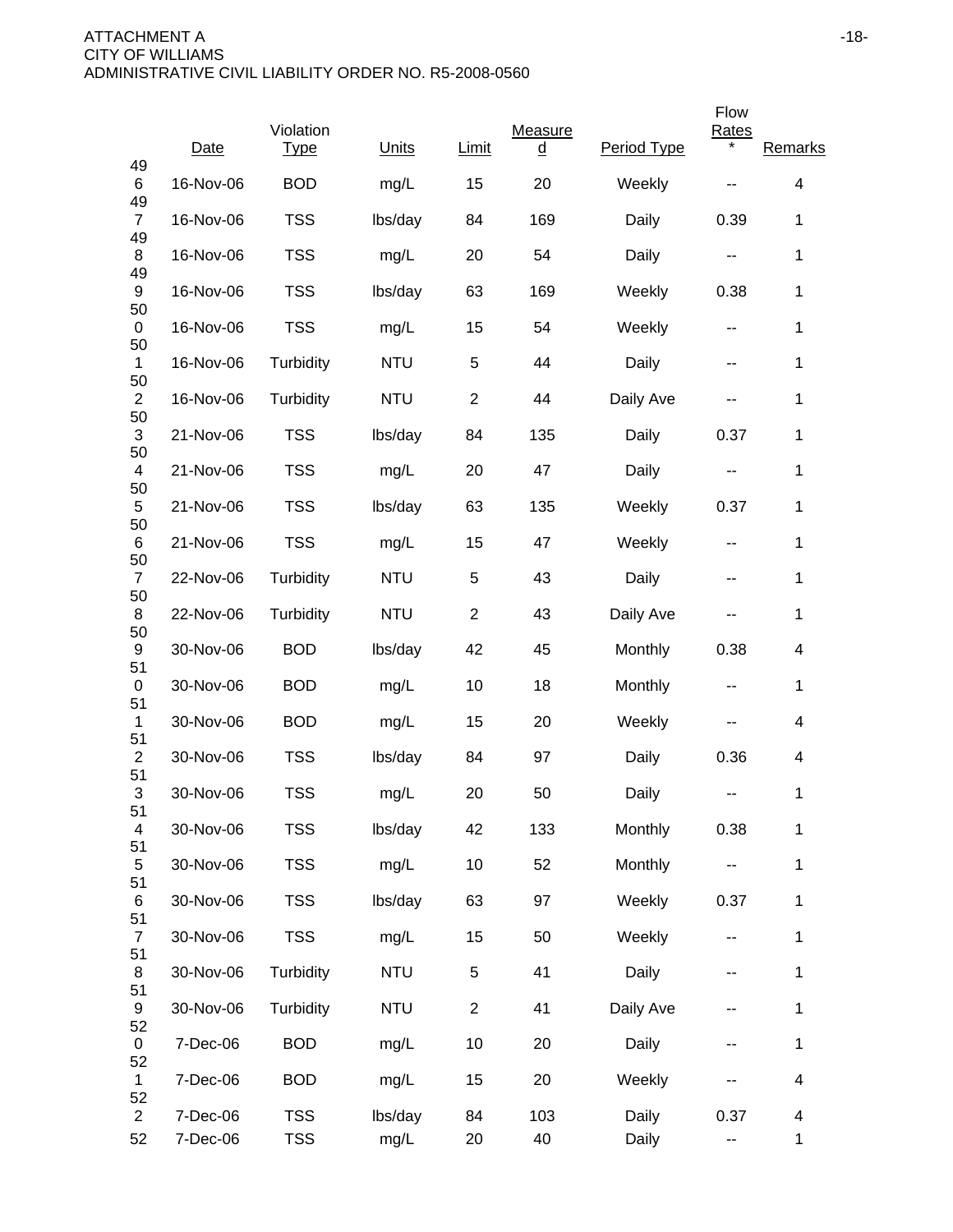| | Date | Violation Type | Units | Limit | Measured | Period Type | Flow Rates * | Remarks |
|---|---|---|---|---|---|---|---|---|
| 496 | 16-Nov-06 | BOD | mg/L | 15 | 20 | Weekly | -- | 4 |
| 497 | 16-Nov-06 | TSS | lbs/day | 84 | 169 | Daily | 0.39 | 1 |
| 498 | 16-Nov-06 | TSS | mg/L | 20 | 54 | Daily | -- | 1 |
| 499 | 16-Nov-06 | TSS | lbs/day | 63 | 169 | Weekly | 0.38 | 1 |
| 500 | 16-Nov-06 | TSS | mg/L | 15 | 54 | Weekly | -- | 1 |
| 501 | 16-Nov-06 | Turbidity | NTU | 5 | 44 | Daily | -- | 1 |
| 502 | 16-Nov-06 | Turbidity | NTU | 2 | 44 | Daily Ave | -- | 1 |
| 503 | 21-Nov-06 | TSS | lbs/day | 84 | 135 | Daily | 0.37 | 1 |
| 504 | 21-Nov-06 | TSS | mg/L | 20 | 47 | Daily | -- | 1 |
| 505 | 21-Nov-06 | TSS | lbs/day | 63 | 135 | Weekly | 0.37 | 1 |
| 506 | 21-Nov-06 | TSS | mg/L | 15 | 47 | Weekly | -- | 1 |
| 507 | 22-Nov-06 | Turbidity | NTU | 5 | 43 | Daily | -- | 1 |
| 508 | 22-Nov-06 | Turbidity | NTU | 2 | 43 | Daily Ave | -- | 1 |
| 509 | 30-Nov-06 | BOD | lbs/day | 42 | 45 | Monthly | 0.38 | 4 |
| 510 | 30-Nov-06 | BOD | mg/L | 10 | 18 | Monthly | -- | 1 |
| 511 | 30-Nov-06 | BOD | mg/L | 15 | 20 | Weekly | -- | 4 |
| 512 | 30-Nov-06 | TSS | lbs/day | 84 | 97 | Daily | 0.36 | 4 |
| 513 | 30-Nov-06 | TSS | mg/L | 20 | 50 | Daily | -- | 1 |
| 514 | 30-Nov-06 | TSS | lbs/day | 42 | 133 | Monthly | 0.38 | 1 |
| 515 | 30-Nov-06 | TSS | mg/L | 10 | 52 | Monthly | -- | 1 |
| 516 | 30-Nov-06 | TSS | lbs/day | 63 | 97 | Weekly | 0.37 | 1 |
| 517 | 30-Nov-06 | TSS | mg/L | 15 | 50 | Weekly | -- | 1 |
| 518 | 30-Nov-06 | Turbidity | NTU | 5 | 41 | Daily | -- | 1 |
| 519 | 30-Nov-06 | Turbidity | NTU | 2 | 41 | Daily Ave | -- | 1 |
| 520 | 7-Dec-06 | BOD | mg/L | 10 | 20 | Daily | -- | 1 |
| 521 | 7-Dec-06 | BOD | mg/L | 15 | 20 | Weekly | -- | 4 |
| 522 | 7-Dec-06 | TSS | lbs/day | 84 | 103 | Daily | 0.37 | 4 |
| 52 | 7-Dec-06 | TSS | mg/L | 20 | 40 | Daily | -- | 1 |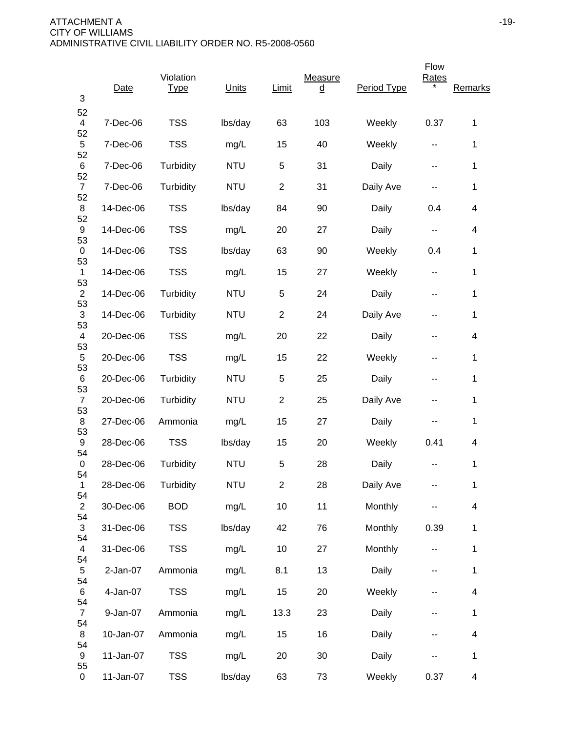| | Date | Violation Type | Units | Limit | Measured | Period Type | Flow Rates * | Remarks |
|---|---|---|---|---|---|---|---|---|
| 524 | 7-Dec-06 | TSS | lbs/day | 63 | 103 | Weekly | 0.37 | 1 |
| 525 | 7-Dec-06 | TSS | mg/L | 15 | 40 | Weekly | -- | 1 |
| 526 | 7-Dec-06 | Turbidity | NTU | 5 | 31 | Daily | -- | 1 |
| 527 | 7-Dec-06 | Turbidity | NTU | 2 | 31 | Daily Ave | -- | 1 |
| 528 | 14-Dec-06 | TSS | lbs/day | 84 | 90 | Daily | 0.4 | 4 |
| 529 | 14-Dec-06 | TSS | mg/L | 20 | 27 | Daily | -- | 4 |
| 530 | 14-Dec-06 | TSS | lbs/day | 63 | 90 | Weekly | 0.4 | 1 |
| 531 | 14-Dec-06 | TSS | mg/L | 15 | 27 | Weekly | -- | 1 |
| 532 | 14-Dec-06 | Turbidity | NTU | 5 | 24 | Daily | -- | 1 |
| 533 | 14-Dec-06 | Turbidity | NTU | 2 | 24 | Daily Ave | -- | 1 |
| 534 | 20-Dec-06 | TSS | mg/L | 20 | 22 | Daily | -- | 4 |
| 535 | 20-Dec-06 | TSS | mg/L | 15 | 22 | Weekly | -- | 1 |
| 536 | 20-Dec-06 | Turbidity | NTU | 5 | 25 | Daily | -- | 1 |
| 537 | 20-Dec-06 | Turbidity | NTU | 2 | 25 | Daily Ave | -- | 1 |
| 538 | 27-Dec-06 | Ammonia | mg/L | 15 | 27 | Daily | -- | 1 |
| 539 | 28-Dec-06 | TSS | lbs/day | 15 | 20 | Weekly | 0.41 | 4 |
| 540 | 28-Dec-06 | Turbidity | NTU | 5 | 28 | Daily | -- | 1 |
| 541 | 28-Dec-06 | Turbidity | NTU | 2 | 28 | Daily Ave | -- | 1 |
| 542 | 30-Dec-06 | BOD | mg/L | 10 | 11 | Monthly | -- | 4 |
| 543 | 31-Dec-06 | TSS | lbs/day | 42 | 76 | Monthly | 0.39 | 1 |
| 544 | 31-Dec-06 | TSS | mg/L | 10 | 27 | Monthly | -- | 1 |
| 545 | 2-Jan-07 | Ammonia | mg/L | 8.1 | 13 | Daily | -- | 1 |
| 546 | 4-Jan-07 | TSS | mg/L | 15 | 20 | Weekly | -- | 4 |
| 547 | 9-Jan-07 | Ammonia | mg/L | 13.3 | 23 | Daily | -- | 1 |
| 548 | 10-Jan-07 | Ammonia | mg/L | 15 | 16 | Daily | -- | 4 |
| 549 | 11-Jan-07 | TSS | mg/L | 20 | 30 | Daily | -- | 1 |
| 550 | 11-Jan-07 | TSS | lbs/day | 63 | 73 | Weekly | 0.37 | 4 |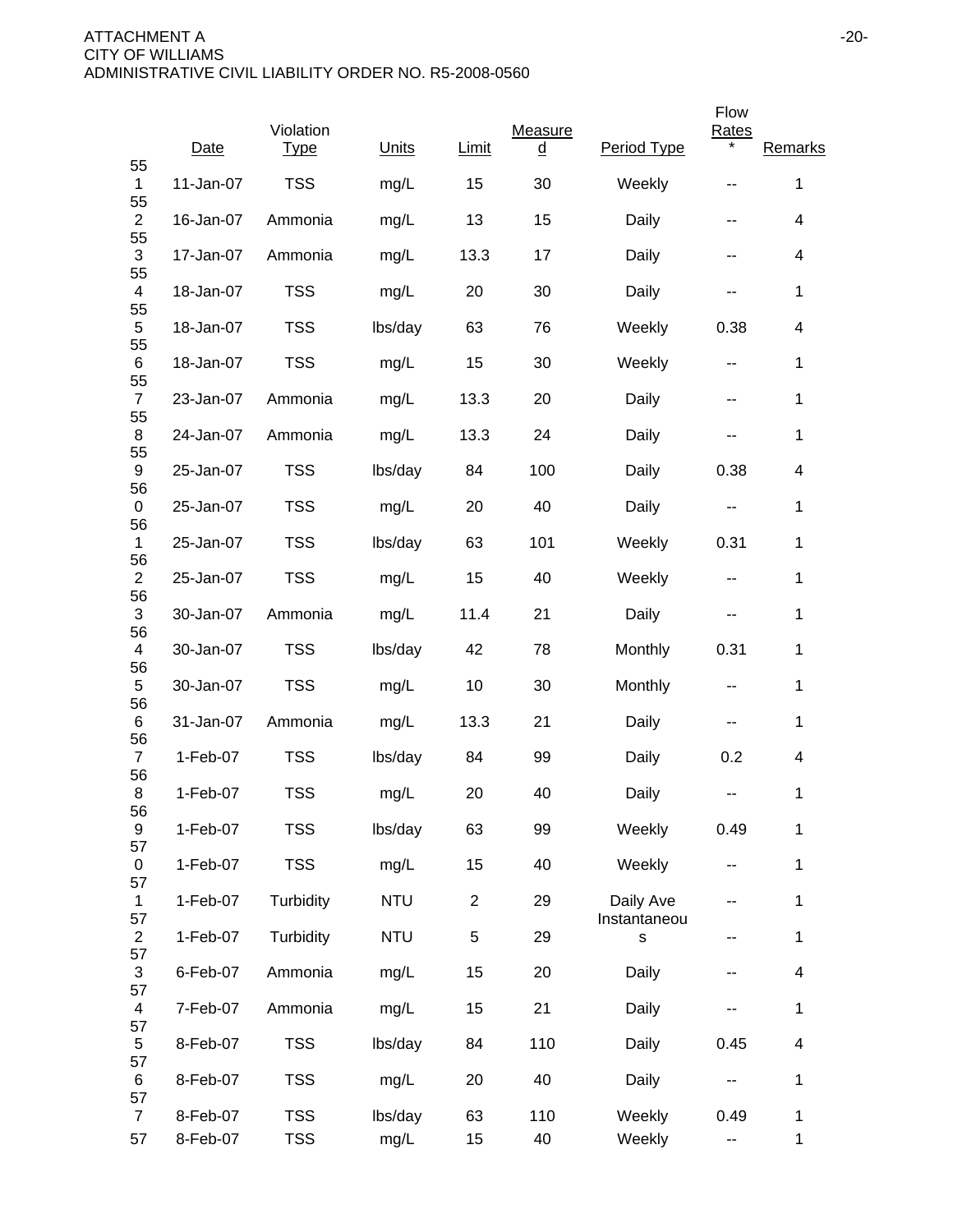| | Date | Violation Type | Units | Limit | Measured | Period Type | Flow Rates * | Remarks |
|---|---|---|---|---|---|---|---|---|
| 551 | 11-Jan-07 | TSS | mg/L | 15 | 30 | Weekly | -- | 1 |
| 552 | 16-Jan-07 | Ammonia | mg/L | 13 | 15 | Daily | -- | 4 |
| 553 | 17-Jan-07 | Ammonia | mg/L | 13.3 | 17 | Daily | -- | 4 |
| 554 | 18-Jan-07 | TSS | mg/L | 20 | 30 | Daily | -- | 1 |
| 555 | 18-Jan-07 | TSS | lbs/day | 63 | 76 | Weekly | 0.38 | 4 |
| 556 | 18-Jan-07 | TSS | mg/L | 15 | 30 | Weekly | -- | 1 |
| 557 | 23-Jan-07 | Ammonia | mg/L | 13.3 | 20 | Daily | -- | 1 |
| 558 | 24-Jan-07 | Ammonia | mg/L | 13.3 | 24 | Daily | -- | 1 |
| 559 | 25-Jan-07 | TSS | lbs/day | 84 | 100 | Daily | 0.38 | 4 |
| 560 | 25-Jan-07 | TSS | mg/L | 20 | 40 | Daily | -- | 1 |
| 561 | 25-Jan-07 | TSS | lbs/day | 63 | 101 | Weekly | 0.31 | 1 |
| 562 | 25-Jan-07 | TSS | mg/L | 15 | 40 | Weekly | -- | 1 |
| 563 | 30-Jan-07 | Ammonia | mg/L | 11.4 | 21 | Daily | -- | 1 |
| 564 | 30-Jan-07 | TSS | lbs/day | 42 | 78 | Monthly | 0.31 | 1 |
| 565 | 30-Jan-07 | TSS | mg/L | 10 | 30 | Monthly | -- | 1 |
| 566 | 31-Jan-07 | Ammonia | mg/L | 13.3 | 21 | Daily | -- | 1 |
| 567 | 1-Feb-07 | TSS | lbs/day | 84 | 99 | Daily | 0.2 | 4 |
| 568 | 1-Feb-07 | TSS | mg/L | 20 | 40 | Daily | -- | 1 |
| 569 | 1-Feb-07 | TSS | lbs/day | 63 | 99 | Weekly | 0.49 | 1 |
| 570 | 1-Feb-07 | TSS | mg/L | 15 | 40 | Weekly | -- | 1 |
| 571 | 1-Feb-07 | Turbidity | NTU | 2 | 29 | Daily Ave | -- | 1 |
| 572 | 1-Feb-07 | Turbidity | NTU | 5 | 29 | Instantaneous | -- | 1 |
| 573 | 6-Feb-07 | Ammonia | mg/L | 15 | 20 | Daily | -- | 4 |
| 574 | 7-Feb-07 | Ammonia | mg/L | 15 | 21 | Daily | -- | 1 |
| 575 | 8-Feb-07 | TSS | lbs/day | 84 | 110 | Daily | 0.45 | 4 |
| 576 | 8-Feb-07 | TSS | mg/L | 20 | 40 | Daily | -- | 1 |
| 577 | 8-Feb-07 | TSS | lbs/day | 63 | 110 | Weekly | 0.49 | 1 |
| 57 | 8-Feb-07 | TSS | mg/L | 15 | 40 | Weekly | -- | 1 |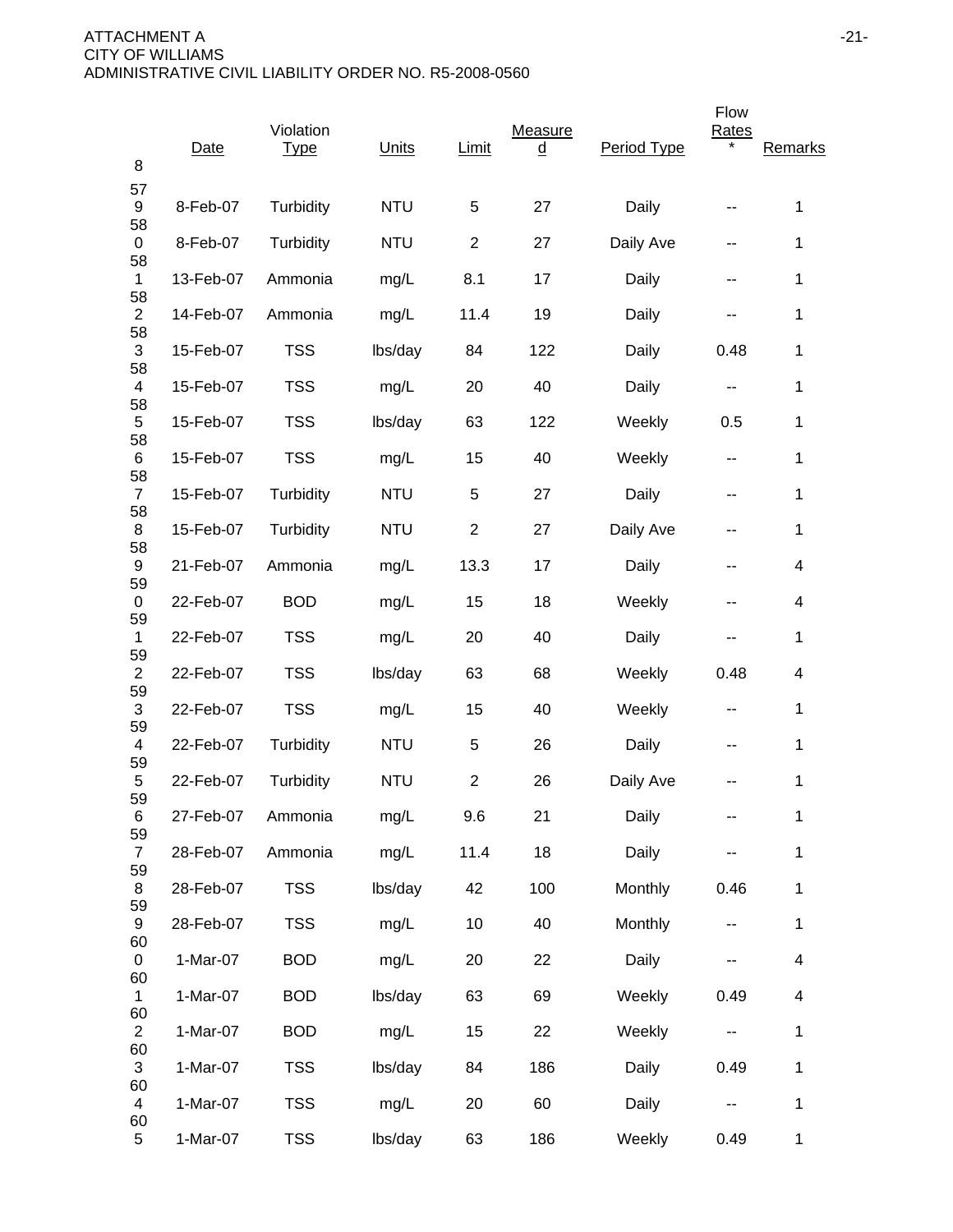ATTACHMENT A
CITY OF WILLIAMS
ADMINISTRATIVE CIVIL LIABILITY ORDER NO. R5-2008-0560

| 8 | Date | Violation Type | Units | Limit | Measured | Period Type | Flow Rates * | Remarks |
|---|---|---|---|---|---|---|---|---|
| 579 | 8-Feb-07 | Turbidity | NTU | 5 | 27 | Daily | -- | 1 |
| 580 | 8-Feb-07 | Turbidity | NTU | 2 | 27 | Daily Ave | -- | 1 |
| 581 | 13-Feb-07 | Ammonia | mg/L | 8.1 | 17 | Daily | -- | 1 |
| 582 | 14-Feb-07 | Ammonia | mg/L | 11.4 | 19 | Daily | -- | 1 |
| 583 | 15-Feb-07 | TSS | lbs/day | 84 | 122 | Daily | 0.48 | 1 |
| 584 | 15-Feb-07 | TSS | mg/L | 20 | 40 | Daily | -- | 1 |
| 585 | 15-Feb-07 | TSS | lbs/day | 63 | 122 | Weekly | 0.5 | 1 |
| 586 | 15-Feb-07 | TSS | mg/L | 15 | 40 | Weekly | -- | 1 |
| 587 | 15-Feb-07 | Turbidity | NTU | 5 | 27 | Daily | -- | 1 |
| 588 | 15-Feb-07 | Turbidity | NTU | 2 | 27 | Daily Ave | -- | 1 |
| 589 | 21-Feb-07 | Ammonia | mg/L | 13.3 | 17 | Daily | -- | 4 |
| 590 | 22-Feb-07 | BOD | mg/L | 15 | 18 | Weekly | -- | 4 |
| 591 | 22-Feb-07 | TSS | mg/L | 20 | 40 | Daily | -- | 1 |
| 592 | 22-Feb-07 | TSS | lbs/day | 63 | 68 | Weekly | 0.48 | 4 |
| 593 | 22-Feb-07 | TSS | mg/L | 15 | 40 | Weekly | -- | 1 |
| 594 | 22-Feb-07 | Turbidity | NTU | 5 | 26 | Daily | -- | 1 |
| 595 | 22-Feb-07 | Turbidity | NTU | 2 | 26 | Daily Ave | -- | 1 |
| 596 | 27-Feb-07 | Ammonia | mg/L | 9.6 | 21 | Daily | -- | 1 |
| 597 | 28-Feb-07 | Ammonia | mg/L | 11.4 | 18 | Daily | -- | 1 |
| 598 | 28-Feb-07 | TSS | lbs/day | 42 | 100 | Monthly | 0.46 | 1 |
| 599 | 28-Feb-07 | TSS | mg/L | 10 | 40 | Monthly | -- | 1 |
| 600 | 1-Mar-07 | BOD | mg/L | 20 | 22 | Daily | -- | 4 |
| 601 | 1-Mar-07 | BOD | lbs/day | 63 | 69 | Weekly | 0.49 | 4 |
| 602 | 1-Mar-07 | BOD | mg/L | 15 | 22 | Weekly | -- | 1 |
| 603 | 1-Mar-07 | TSS | lbs/day | 84 | 186 | Daily | 0.49 | 1 |
| 604 | 1-Mar-07 | TSS | mg/L | 20 | 60 | Daily | -- | 1 |
| 605 | 1-Mar-07 | TSS | lbs/day | 63 | 186 | Weekly | 0.49 | 1 |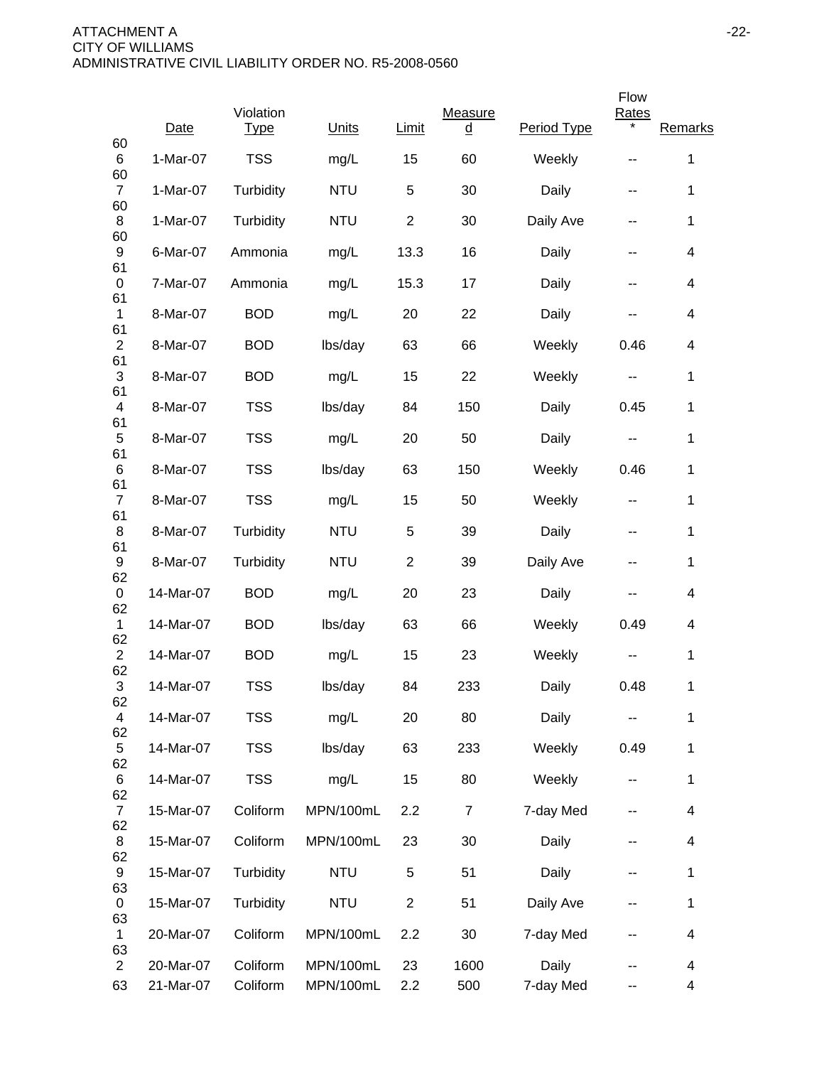| | Date | Violation Type | Units | Limit | Measured | Period Type | Flow Rates * | Remarks |
|---|---|---|---|---|---|---|---|---|
| 606 | 1-Mar-07 | TSS | mg/L | 15 | 60 | Weekly | -- | 1 |
| 607 | 1-Mar-07 | Turbidity | NTU | 5 | 30 | Daily | -- | 1 |
| 608 | 1-Mar-07 | Turbidity | NTU | 2 | 30 | Daily Ave | -- | 1 |
| 609 | 6-Mar-07 | Ammonia | mg/L | 13.3 | 16 | Daily | -- | 4 |
| 610 | 7-Mar-07 | Ammonia | mg/L | 15.3 | 17 | Daily | -- | 4 |
| 611 | 8-Mar-07 | BOD | mg/L | 20 | 22 | Daily | -- | 4 |
| 612 | 8-Mar-07 | BOD | lbs/day | 63 | 66 | Weekly | 0.46 | 4 |
| 613 | 8-Mar-07 | BOD | mg/L | 15 | 22 | Weekly | -- | 1 |
| 614 | 8-Mar-07 | TSS | lbs/day | 84 | 150 | Daily | 0.45 | 1 |
| 615 | 8-Mar-07 | TSS | mg/L | 20 | 50 | Daily | -- | 1 |
| 616 | 8-Mar-07 | TSS | lbs/day | 63 | 150 | Weekly | 0.46 | 1 |
| 617 | 8-Mar-07 | TSS | mg/L | 15 | 50 | Weekly | -- | 1 |
| 618 | 8-Mar-07 | Turbidity | NTU | 5 | 39 | Daily | -- | 1 |
| 619 | 8-Mar-07 | Turbidity | NTU | 2 | 39 | Daily Ave | -- | 1 |
| 620 | 14-Mar-07 | BOD | mg/L | 20 | 23 | Daily | -- | 4 |
| 621 | 14-Mar-07 | BOD | lbs/day | 63 | 66 | Weekly | 0.49 | 4 |
| 622 | 14-Mar-07 | BOD | mg/L | 15 | 23 | Weekly | -- | 1 |
| 623 | 14-Mar-07 | TSS | lbs/day | 84 | 233 | Daily | 0.48 | 1 |
| 624 | 14-Mar-07 | TSS | mg/L | 20 | 80 | Daily | -- | 1 |
| 625 | 14-Mar-07 | TSS | lbs/day | 63 | 233 | Weekly | 0.49 | 1 |
| 626 | 14-Mar-07 | TSS | mg/L | 15 | 80 | Weekly | -- | 1 |
| 627 | 15-Mar-07 | Coliform | MPN/100mL | 2.2 | 7 | 7-day Med | -- | 4 |
| 628 | 15-Mar-07 | Coliform | MPN/100mL | 23 | 30 | Daily | -- | 4 |
| 629 | 15-Mar-07 | Turbidity | NTU | 5 | 51 | Daily | -- | 1 |
| 630 | 15-Mar-07 | Turbidity | NTU | 2 | 51 | Daily Ave | -- | 1 |
| 631 | 20-Mar-07 | Coliform | MPN/100mL | 2.2 | 30 | 7-day Med | -- | 4 |
| 632 | 20-Mar-07 | Coliform | MPN/100mL | 23 | 1600 | Daily | -- | 4 |
| 63 | 21-Mar-07 | Coliform | MPN/100mL | 2.2 | 500 | 7-day Med | -- | 4 |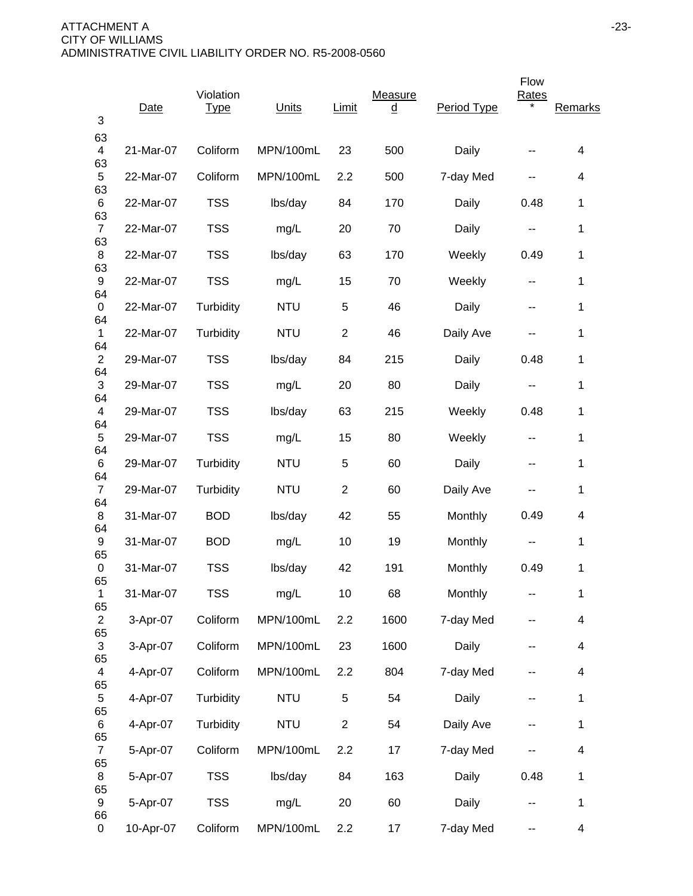| 3 | Date | Violation Type | Units | Limit | Measured | Period Type | Flow Rates * | Remarks |
|---|---|---|---|---|---|---|---|---|
| 634 | 21-Mar-07 | Coliform | MPN/100mL | 23 | 500 | Daily | -- | 4 |
| 635 | 22-Mar-07 | Coliform | MPN/100mL | 2.2 | 500 | 7-day Med | -- | 4 |
| 636 | 22-Mar-07 | TSS | lbs/day | 84 | 170 | Daily | 0.48 | 1 |
| 637 | 22-Mar-07 | TSS | mg/L | 20 | 70 | Daily | -- | 1 |
| 638 | 22-Mar-07 | TSS | lbs/day | 63 | 170 | Weekly | 0.49 | 1 |
| 639 | 22-Mar-07 | TSS | mg/L | 15 | 70 | Weekly | -- | 1 |
| 640 | 22-Mar-07 | Turbidity | NTU | 5 | 46 | Daily | -- | 1 |
| 641 | 22-Mar-07 | Turbidity | NTU | 2 | 46 | Daily Ave | -- | 1 |
| 642 | 29-Mar-07 | TSS | lbs/day | 84 | 215 | Daily | 0.48 | 1 |
| 643 | 29-Mar-07 | TSS | mg/L | 20 | 80 | Daily | -- | 1 |
| 644 | 29-Mar-07 | TSS | lbs/day | 63 | 215 | Weekly | 0.48 | 1 |
| 645 | 29-Mar-07 | TSS | mg/L | 15 | 80 | Weekly | -- | 1 |
| 646 | 29-Mar-07 | Turbidity | NTU | 5 | 60 | Daily | -- | 1 |
| 647 | 29-Mar-07 | Turbidity | NTU | 2 | 60 | Daily Ave | -- | 1 |
| 648 | 31-Mar-07 | BOD | lbs/day | 42 | 55 | Monthly | 0.49 | 4 |
| 649 | 31-Mar-07 | BOD | mg/L | 10 | 19 | Monthly | -- | 1 |
| 650 | 31-Mar-07 | TSS | lbs/day | 42 | 191 | Monthly | 0.49 | 1 |
| 651 | 31-Mar-07 | TSS | mg/L | 10 | 68 | Monthly | -- | 1 |
| 652 | 3-Apr-07 | Coliform | MPN/100mL | 2.2 | 1600 | 7-day Med | -- | 4 |
| 653 | 3-Apr-07 | Coliform | MPN/100mL | 23 | 1600 | Daily | -- | 4 |
| 654 | 4-Apr-07 | Coliform | MPN/100mL | 2.2 | 804 | 7-day Med | -- | 4 |
| 655 | 4-Apr-07 | Turbidity | NTU | 5 | 54 | Daily | -- | 1 |
| 656 | 4-Apr-07 | Turbidity | NTU | 2 | 54 | Daily Ave | -- | 1 |
| 657 | 5-Apr-07 | Coliform | MPN/100mL | 2.2 | 17 | 7-day Med | -- | 4 |
| 658 | 5-Apr-07 | TSS | lbs/day | 84 | 163 | Daily | 0.48 | 1 |
| 659 | 5-Apr-07 | TSS | mg/L | 20 | 60 | Daily | -- | 1 |
| 660 | 10-Apr-07 | Coliform | MPN/100mL | 2.2 | 17 | 7-day Med | -- | 4 |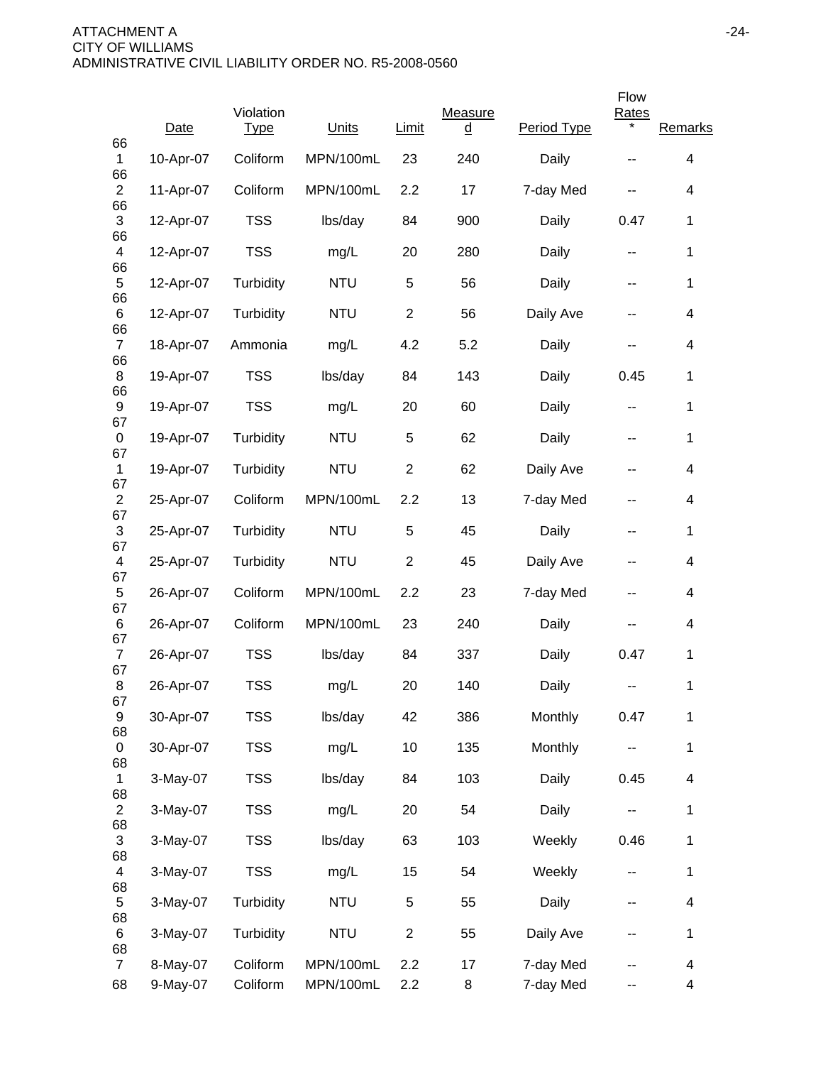| | Date | Violation Type | Units | Limit | Measured | Period Type | Flow Rates * | Remarks |
|---|---|---|---|---|---|---|---|---|
| 661 | 10-Apr-07 | Coliform | MPN/100mL | 23 | 240 | Daily | -- | 4 |
| 662 | 11-Apr-07 | Coliform | MPN/100mL | 2.2 | 17 | 7-day Med | -- | 4 |
| 663 | 12-Apr-07 | TSS | lbs/day | 84 | 900 | Daily | 0.47 | 1 |
| 664 | 12-Apr-07 | TSS | mg/L | 20 | 280 | Daily | -- | 1 |
| 665 | 12-Apr-07 | Turbidity | NTU | 5 | 56 | Daily | -- | 1 |
| 666 | 12-Apr-07 | Turbidity | NTU | 2 | 56 | Daily Ave | -- | 4 |
| 667 | 18-Apr-07 | Ammonia | mg/L | 4.2 | 5.2 | Daily | -- | 4 |
| 668 | 19-Apr-07 | TSS | lbs/day | 84 | 143 | Daily | 0.45 | 1 |
| 669 | 19-Apr-07 | TSS | mg/L | 20 | 60 | Daily | -- | 1 |
| 670 | 19-Apr-07 | Turbidity | NTU | 5 | 62 | Daily | -- | 1 |
| 671 | 19-Apr-07 | Turbidity | NTU | 2 | 62 | Daily Ave | -- | 4 |
| 672 | 25-Apr-07 | Coliform | MPN/100mL | 2.2 | 13 | 7-day Med | -- | 4 |
| 673 | 25-Apr-07 | Turbidity | NTU | 5 | 45 | Daily | -- | 1 |
| 674 | 25-Apr-07 | Turbidity | NTU | 2 | 45 | Daily Ave | -- | 4 |
| 675 | 26-Apr-07 | Coliform | MPN/100mL | 2.2 | 23 | 7-day Med | -- | 4 |
| 676 | 26-Apr-07 | Coliform | MPN/100mL | 23 | 240 | Daily | -- | 4 |
| 677 | 26-Apr-07 | TSS | lbs/day | 84 | 337 | Daily | 0.47 | 1 |
| 678 | 26-Apr-07 | TSS | mg/L | 20 | 140 | Daily | -- | 1 |
| 679 | 30-Apr-07 | TSS | lbs/day | 42 | 386 | Monthly | 0.47 | 1 |
| 680 | 30-Apr-07 | TSS | mg/L | 10 | 135 | Monthly | -- | 1 |
| 681 | 3-May-07 | TSS | lbs/day | 84 | 103 | Daily | 0.45 | 4 |
| 682 | 3-May-07 | TSS | mg/L | 20 | 54 | Daily | -- | 1 |
| 683 | 3-May-07 | TSS | lbs/day | 63 | 103 | Weekly | 0.46 | 1 |
| 684 | 3-May-07 | TSS | mg/L | 15 | 54 | Weekly | -- | 1 |
| 685 | 3-May-07 | Turbidity | NTU | 5 | 55 | Daily | -- | 4 |
| 686 | 3-May-07 | Turbidity | NTU | 2 | 55 | Daily Ave | -- | 1 |
| 687 | 8-May-07 | Coliform | MPN/100mL | 2.2 | 17 | 7-day Med | -- | 4 |
| 68 | 9-May-07 | Coliform | MPN/100mL | 2.2 | 8 | 7-day Med | -- | 4 |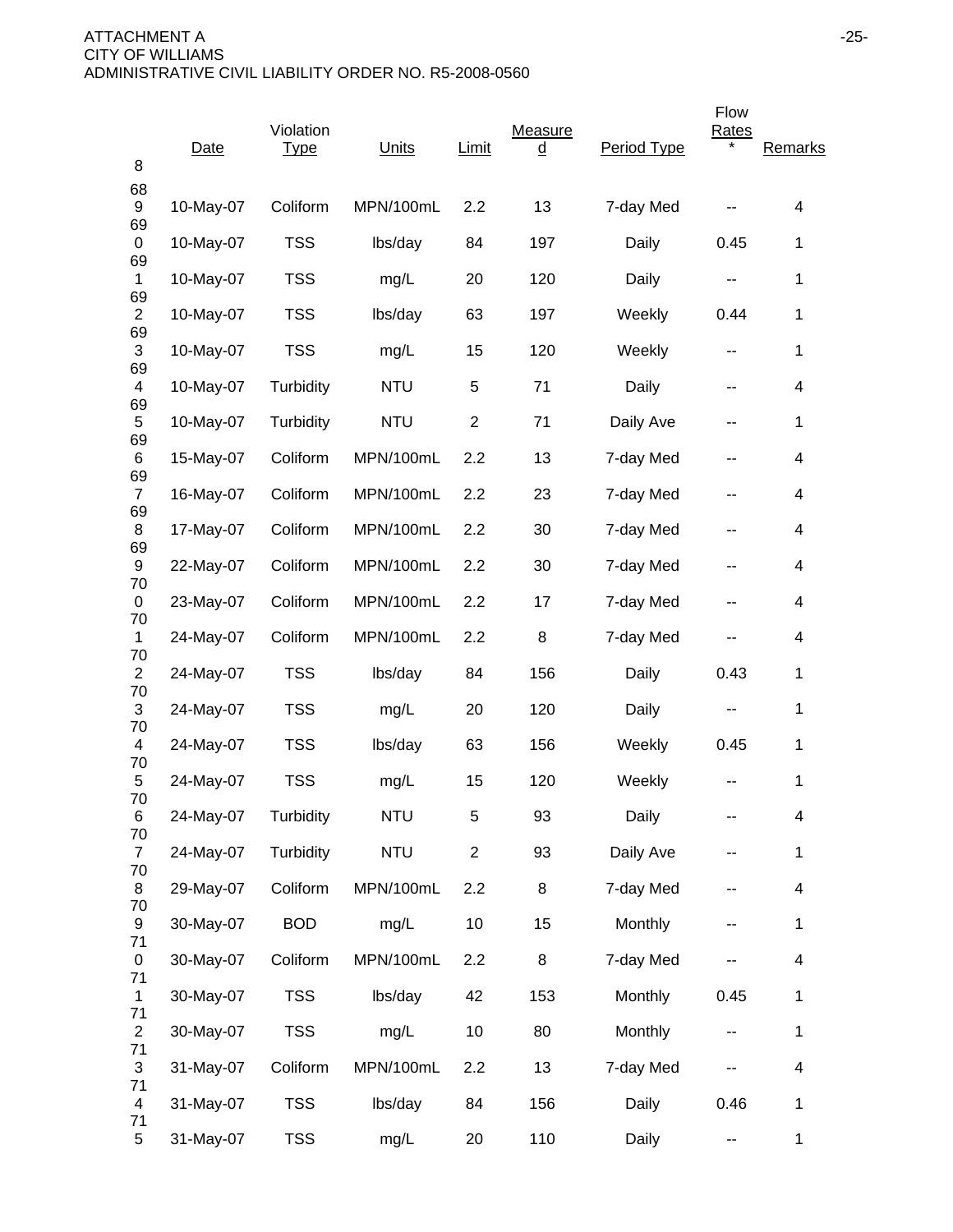| 8 | Date | Violation Type | Units | Limit | Measured | Period Type | Flow Rates * | Remarks |
|---|---|---|---|---|---|---|---|---|
| 689 | 10-May-07 | Coliform | MPN/100mL | 2.2 | 13 | 7-day Med | -- | 4 |
| 690 | 10-May-07 | TSS | lbs/day | 84 | 197 | Daily | 0.45 | 1 |
| 691 | 10-May-07 | TSS | mg/L | 20 | 120 | Daily | -- | 1 |
| 692 | 10-May-07 | TSS | lbs/day | 63 | 197 | Weekly | 0.44 | 1 |
| 693 | 10-May-07 | TSS | mg/L | 15 | 120 | Weekly | -- | 1 |
| 694 | 10-May-07 | Turbidity | NTU | 5 | 71 | Daily | -- | 4 |
| 695 | 10-May-07 | Turbidity | NTU | 2 | 71 | Daily Ave | -- | 1 |
| 696 | 15-May-07 | Coliform | MPN/100mL | 2.2 | 13 | 7-day Med | -- | 4 |
| 697 | 16-May-07 | Coliform | MPN/100mL | 2.2 | 23 | 7-day Med | -- | 4 |
| 698 | 17-May-07 | Coliform | MPN/100mL | 2.2 | 30 | 7-day Med | -- | 4 |
| 699 | 22-May-07 | Coliform | MPN/100mL | 2.2 | 30 | 7-day Med | -- | 4 |
| 700 | 23-May-07 | Coliform | MPN/100mL | 2.2 | 17 | 7-day Med | -- | 4 |
| 701 | 24-May-07 | Coliform | MPN/100mL | 2.2 | 8 | 7-day Med | -- | 4 |
| 702 | 24-May-07 | TSS | lbs/day | 84 | 156 | Daily | 0.43 | 1 |
| 703 | 24-May-07 | TSS | mg/L | 20 | 120 | Daily | -- | 1 |
| 704 | 24-May-07 | TSS | lbs/day | 63 | 156 | Weekly | 0.45 | 1 |
| 705 | 24-May-07 | TSS | mg/L | 15 | 120 | Weekly | -- | 1 |
| 706 | 24-May-07 | Turbidity | NTU | 5 | 93 | Daily | -- | 4 |
| 707 | 24-May-07 | Turbidity | NTU | 2 | 93 | Daily Ave | -- | 1 |
| 708 | 29-May-07 | Coliform | MPN/100mL | 2.2 | 8 | 7-day Med | -- | 4 |
| 709 | 30-May-07 | BOD | mg/L | 10 | 15 | Monthly | -- | 1 |
| 710 | 30-May-07 | Coliform | MPN/100mL | 2.2 | 8 | 7-day Med | -- | 4 |
| 711 | 30-May-07 | TSS | lbs/day | 42 | 153 | Monthly | 0.45 | 1 |
| 712 | 30-May-07 | TSS | mg/L | 10 | 80 | Monthly | -- | 1 |
| 713 | 31-May-07 | Coliform | MPN/100mL | 2.2 | 13 | 7-day Med | -- | 4 |
| 714 | 31-May-07 | TSS | lbs/day | 84 | 156 | Daily | 0.46 | 1 |
| 715 | 31-May-07 | TSS | mg/L | 20 | 110 | Daily | -- | 1 |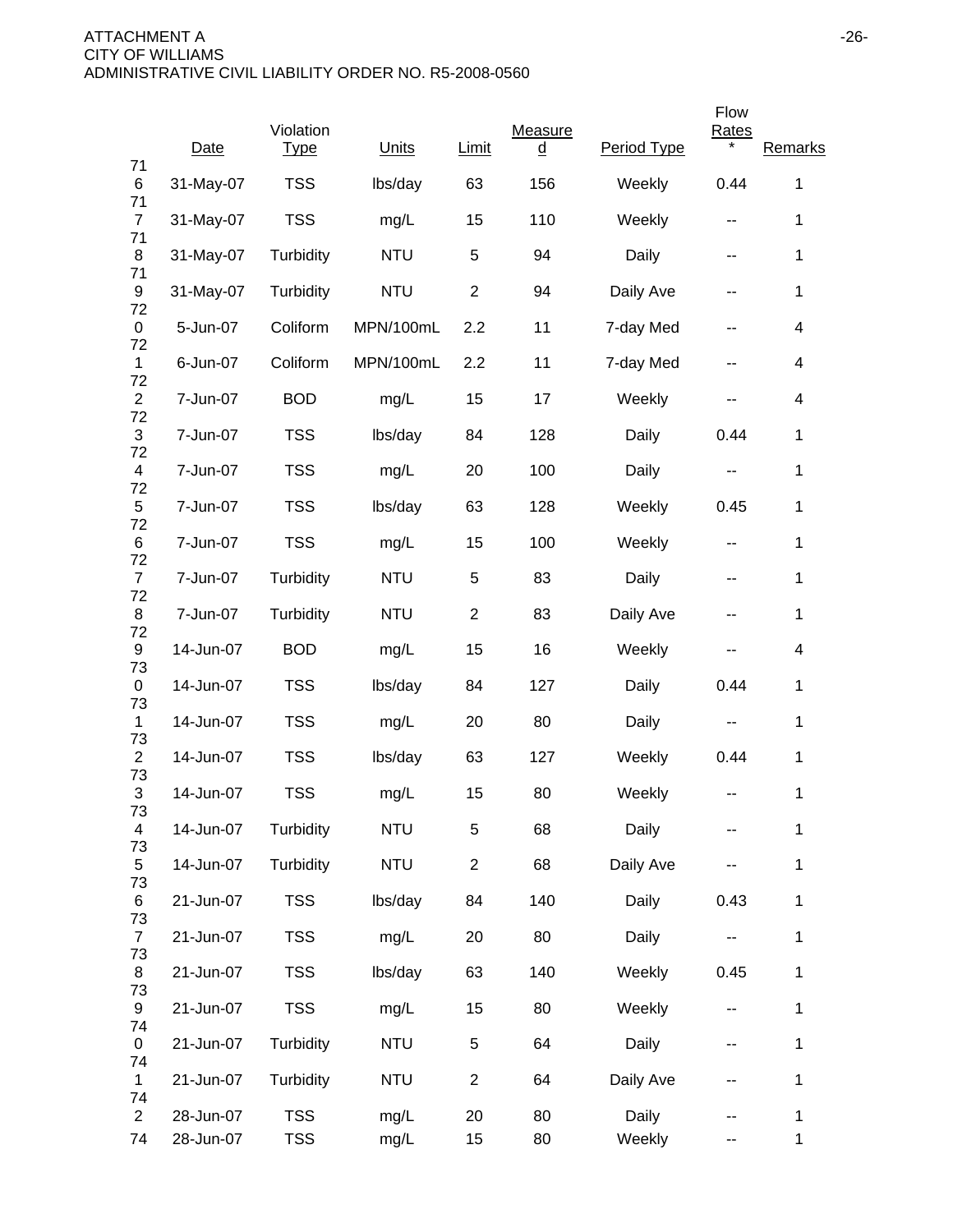| | Date | Violation Type | Units | Limit | Measured | Period Type | Flow Rates * | Remarks |
|---|---|---|---|---|---|---|---|---|
| 716 | 31-May-07 | TSS | lbs/day | 63 | 156 | Weekly | 0.44 | 1 |
| 717 | 31-May-07 | TSS | mg/L | 15 | 110 | Weekly | -- | 1 |
| 718 | 31-May-07 | Turbidity | NTU | 5 | 94 | Daily | -- | 1 |
| 719 | 31-May-07 | Turbidity | NTU | 2 | 94 | Daily Ave | -- | 1 |
| 720 | 5-Jun-07 | Coliform | MPN/100mL | 2.2 | 11 | 7-day Med | -- | 4 |
| 721 | 6-Jun-07 | Coliform | MPN/100mL | 2.2 | 11 | 7-day Med | -- | 4 |
| 722 | 7-Jun-07 | BOD | mg/L | 15 | 17 | Weekly | -- | 4 |
| 723 | 7-Jun-07 | TSS | lbs/day | 84 | 128 | Daily | 0.44 | 1 |
| 724 | 7-Jun-07 | TSS | mg/L | 20 | 100 | Daily | -- | 1 |
| 725 | 7-Jun-07 | TSS | lbs/day | 63 | 128 | Weekly | 0.45 | 1 |
| 726 | 7-Jun-07 | TSS | mg/L | 15 | 100 | Weekly | -- | 1 |
| 727 | 7-Jun-07 | Turbidity | NTU | 5 | 83 | Daily | -- | 1 |
| 728 | 7-Jun-07 | Turbidity | NTU | 2 | 83 | Daily Ave | -- | 1 |
| 729 | 14-Jun-07 | BOD | mg/L | 15 | 16 | Weekly | -- | 4 |
| 730 | 14-Jun-07 | TSS | lbs/day | 84 | 127 | Daily | 0.44 | 1 |
| 731 | 14-Jun-07 | TSS | mg/L | 20 | 80 | Daily | -- | 1 |
| 732 | 14-Jun-07 | TSS | lbs/day | 63 | 127 | Weekly | 0.44 | 1 |
| 733 | 14-Jun-07 | TSS | mg/L | 15 | 80 | Weekly | -- | 1 |
| 734 | 14-Jun-07 | Turbidity | NTU | 5 | 68 | Daily | -- | 1 |
| 735 | 14-Jun-07 | Turbidity | NTU | 2 | 68 | Daily Ave | -- | 1 |
| 736 | 21-Jun-07 | TSS | lbs/day | 84 | 140 | Daily | 0.43 | 1 |
| 737 | 21-Jun-07 | TSS | mg/L | 20 | 80 | Daily | -- | 1 |
| 738 | 21-Jun-07 | TSS | lbs/day | 63 | 140 | Weekly | 0.45 | 1 |
| 739 | 21-Jun-07 | TSS | mg/L | 15 | 80 | Weekly | -- | 1 |
| 740 | 21-Jun-07 | Turbidity | NTU | 5 | 64 | Daily | -- | 1 |
| 741 | 21-Jun-07 | Turbidity | NTU | 2 | 64 | Daily Ave | -- | 1 |
| 742 | 28-Jun-07 | TSS | mg/L | 20 | 80 | Daily | -- | 1 |
| 74 | 28-Jun-07 | TSS | mg/L | 15 | 80 | Weekly | -- | 1 |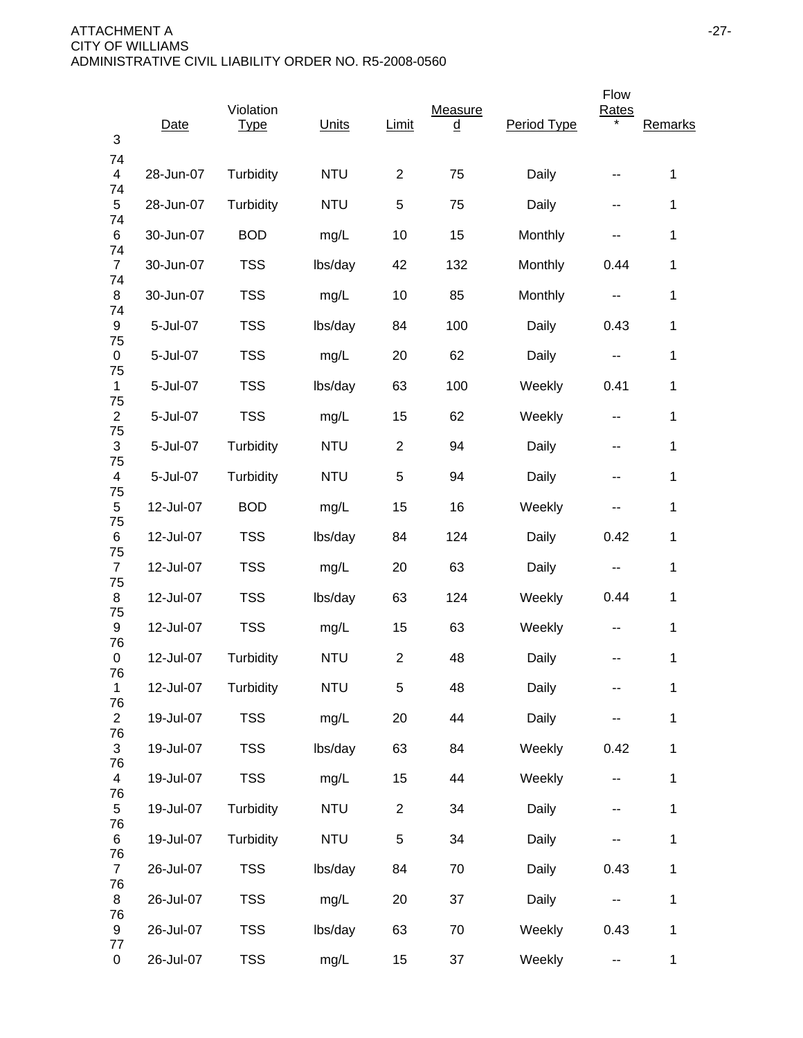ATTACHMENT A
CITY OF WILLIAMS
ADMINISTRATIVE CIVIL LIABILITY ORDER NO. R5-2008-0560

| | Date | Violation Type | Units | Limit | Measured | Period Type | Flow Rates * | Remarks |
|---|---|---|---|---|---|---|---|---|
| 3 | | | | | | | | |
| 744 | 28-Jun-07 | Turbidity | NTU | 2 | 75 | Daily | -- | 1 |
| 745 | 28-Jun-07 | Turbidity | NTU | 5 | 75 | Daily | -- | 1 |
| 746 | 30-Jun-07 | BOD | mg/L | 10 | 15 | Monthly | -- | 1 |
| 747 | 30-Jun-07 | TSS | lbs/day | 42 | 132 | Monthly | 0.44 | 1 |
| 748 | 30-Jun-07 | TSS | mg/L | 10 | 85 | Monthly | -- | 1 |
| 749 | 5-Jul-07 | TSS | lbs/day | 84 | 100 | Daily | 0.43 | 1 |
| 750 | 5-Jul-07 | TSS | mg/L | 20 | 62 | Daily | -- | 1 |
| 751 | 5-Jul-07 | TSS | lbs/day | 63 | 100 | Weekly | 0.41 | 1 |
| 752 | 5-Jul-07 | TSS | mg/L | 15 | 62 | Weekly | -- | 1 |
| 753 | 5-Jul-07 | Turbidity | NTU | 2 | 94 | Daily | -- | 1 |
| 754 | 5-Jul-07 | Turbidity | NTU | 5 | 94 | Daily | -- | 1 |
| 755 | 12-Jul-07 | BOD | mg/L | 15 | 16 | Weekly | -- | 1 |
| 756 | 12-Jul-07 | TSS | lbs/day | 84 | 124 | Daily | 0.42 | 1 |
| 757 | 12-Jul-07 | TSS | mg/L | 20 | 63 | Daily | -- | 1 |
| 758 | 12-Jul-07 | TSS | lbs/day | 63 | 124 | Weekly | 0.44 | 1 |
| 759 | 12-Jul-07 | TSS | mg/L | 15 | 63 | Weekly | -- | 1 |
| 760 | 12-Jul-07 | Turbidity | NTU | 2 | 48 | Daily | -- | 1 |
| 761 | 12-Jul-07 | Turbidity | NTU | 5 | 48 | Daily | -- | 1 |
| 762 | 19-Jul-07 | TSS | mg/L | 20 | 44 | Daily | -- | 1 |
| 763 | 19-Jul-07 | TSS | lbs/day | 63 | 84 | Weekly | 0.42 | 1 |
| 764 | 19-Jul-07 | TSS | mg/L | 15 | 44 | Weekly | -- | 1 |
| 765 | 19-Jul-07 | Turbidity | NTU | 2 | 34 | Daily | -- | 1 |
| 766 | 19-Jul-07 | Turbidity | NTU | 5 | 34 | Daily | -- | 1 |
| 767 | 26-Jul-07 | TSS | lbs/day | 84 | 70 | Daily | 0.43 | 1 |
| 768 | 26-Jul-07 | TSS | mg/L | 20 | 37 | Daily | -- | 1 |
| 769 | 26-Jul-07 | TSS | lbs/day | 63 | 70 | Weekly | 0.43 | 1 |
| 770 | 26-Jul-07 | TSS | mg/L | 15 | 37 | Weekly | -- | 1 |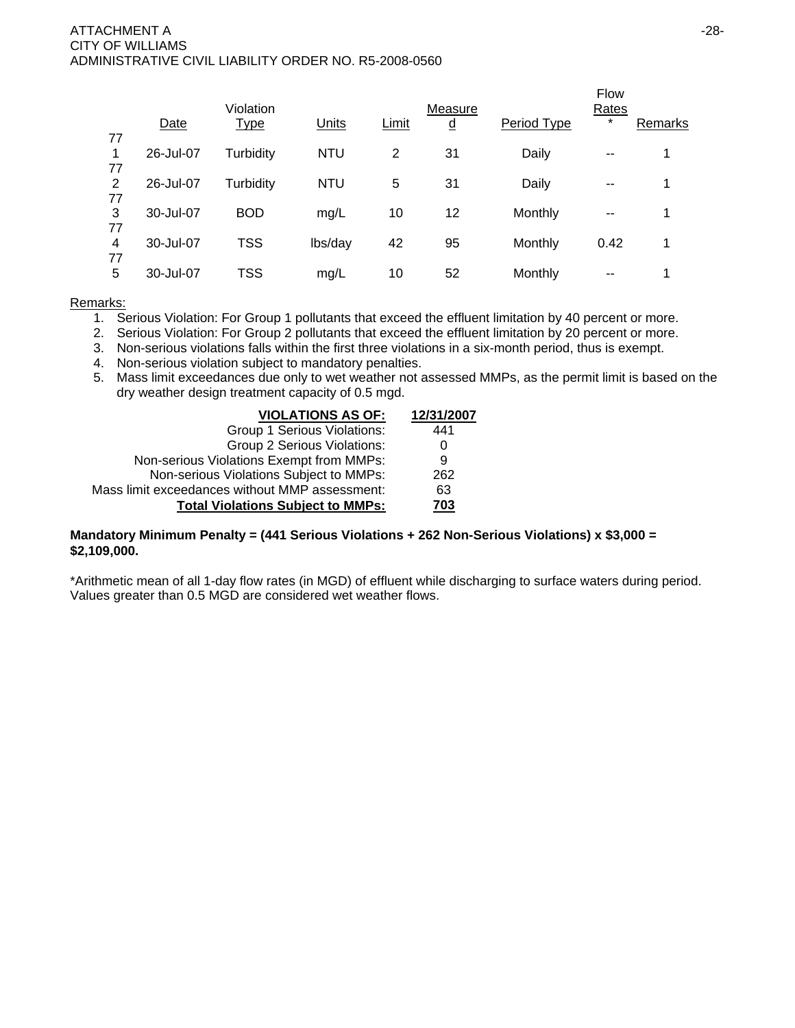| | Date | Violation Type | Units | Limit | Measured | Period Type | Flow Rates* | Remarks |
|---|---|---|---|---|---|---|---|---|
| 771 | 26-Jul-07 | Turbidity | NTU | 2 | 31 | Daily | -- | 1 |
| 772 | 26-Jul-07 | Turbidity | NTU | 5 | 31 | Daily | -- | 1 |
| 773 | 30-Jul-07 | BOD | mg/L | 10 | 12 | Monthly | -- | 1 |
| 774 | 30-Jul-07 | TSS | lbs/day | 42 | 95 | Monthly | 0.42 | 1 |
| 775 | 30-Jul-07 | TSS | mg/L | 10 | 52 | Monthly | -- | 1 |

Remarks:

1. Serious Violation: For Group 1 pollutants that exceed the effluent limitation by 40 percent or more.
2. Serious Violation: For Group 2 pollutants that exceed the effluent limitation by 20 percent or more.
3. Non-serious violations falls within the first three violations in a six-month period, thus is exempt.
4. Non-serious violation subject to mandatory penalties.
5. Mass limit exceedances due only to wet weather not assessed MMPs, as the permit limit is based on the dry weather design treatment capacity of 0.5 mgd.

| **VIOLATIONS AS OF:** | **12/31/2007** |
|---|---|
| Group 1 Serious Violations: | 441 |
| Group 2 Serious Violations: | 0 |
| Non-serious Violations Exempt from MMPs: | 9 |
| Non-serious Violations Subject to MMPs: | 262 |
| Mass limit exceedances without MMP assessment: | 63 |
| **Total Violations Subject to MMPs:** | **703** |

**Mandatory Minimum Penalty = (441 Serious Violations + 262 Non-Serious Violations) x $3,000 = $2,109,000.**

*Arithmetic mean of all 1-day flow rates (in MGD) of effluent while discharging to surface waters during period. Values greater than 0.5 MGD are considered wet weather flows.